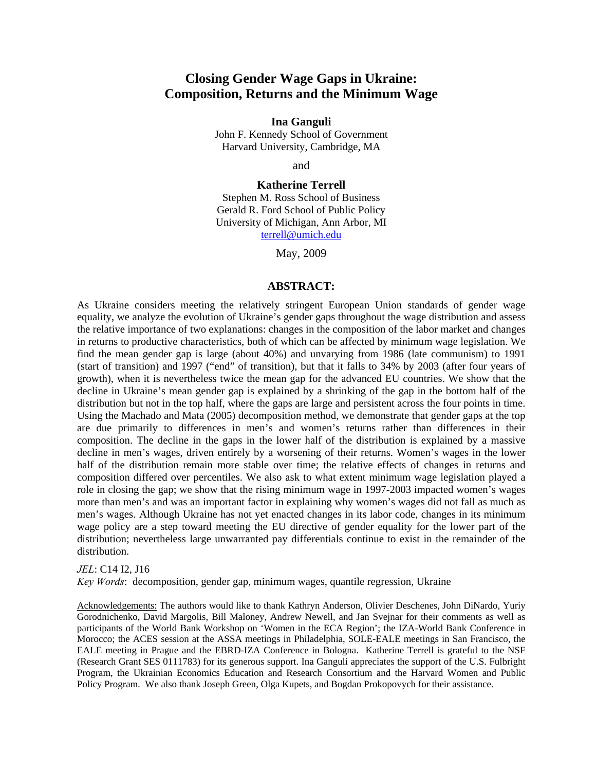# Closing Gender Wage Gaps in Ukraine: Composition, Returns and the Minimum Wage

**Ina Ganguli**
John F. Kennedy School of Government
Harvard University, Cambridge, MA

and

**Katherine Terrell**
Stephen M. Ross School of Business
Gerald R. Ford School of Public Policy
University of Michigan, Ann Arbor, MI
terrell@umich.edu

May, 2009

## ABSTRACT:

As Ukraine considers meeting the relatively stringent European Union standards of gender wage equality, we analyze the evolution of Ukraine's gender gaps throughout the wage distribution and assess the relative importance of two explanations: changes in the composition of the labor market and changes in returns to productive characteristics, both of which can be affected by minimum wage legislation. We find the mean gender gap is large (about 40%) and unvarying from 1986 (late communism) to 1991 (start of transition) and 1997 ("end" of transition), but that it falls to 34% by 2003 (after four years of growth), when it is nevertheless twice the mean gap for the advanced EU countries. We show that the decline in Ukraine's mean gender gap is explained by a shrinking of the gap in the bottom half of the distribution but not in the top half, where the gaps are large and persistent across the four points in time. Using the Machado and Mata (2005) decomposition method, we demonstrate that gender gaps at the top are due primarily to differences in men's and women's returns rather than differences in their composition. The decline in the gaps in the lower half of the distribution is explained by a massive decline in men's wages, driven entirely by a worsening of their returns. Women's wages in the lower half of the distribution remain more stable over time; the relative effects of changes in returns and composition differed over percentiles. We also ask to what extent minimum wage legislation played a role in closing the gap; we show that the rising minimum wage in 1997-2003 impacted women's wages more than men's and was an important factor in explaining why women's wages did not fall as much as men's wages. Although Ukraine has not yet enacted changes in its labor code, changes in its minimum wage policy are a step toward meeting the EU directive of gender equality for the lower part of the distribution; nevertheless large unwarranted pay differentials continue to exist in the remainder of the distribution.

*JEL*: C14 I2, J16
*Key Words*: decomposition, gender gap, minimum wages, quantile regression, Ukraine

Acknowledgements: The authors would like to thank Kathryn Anderson, Olivier Deschenes, John DiNardo, Yuriy Gorodnichenko, David Margolis, Bill Maloney, Andrew Newell, and Jan Svejnar for their comments as well as participants of the World Bank Workshop on 'Women in the ECA Region'; the IZA-World Bank Conference in Morocco; the ACES session at the ASSA meetings in Philadelphia, SOLE-EALE meetings in San Francisco, the EALE meeting in Prague and the EBRD-IZA Conference in Bologna. Katherine Terrell is grateful to the NSF (Research Grant SES 0111783) for its generous support. Ina Ganguli appreciates the support of the U.S. Fulbright Program, the Ukrainian Economics Education and Research Consortium and the Harvard Women and Public Policy Program. We also thank Joseph Green, Olga Kupets, and Bogdan Prokopovych for their assistance.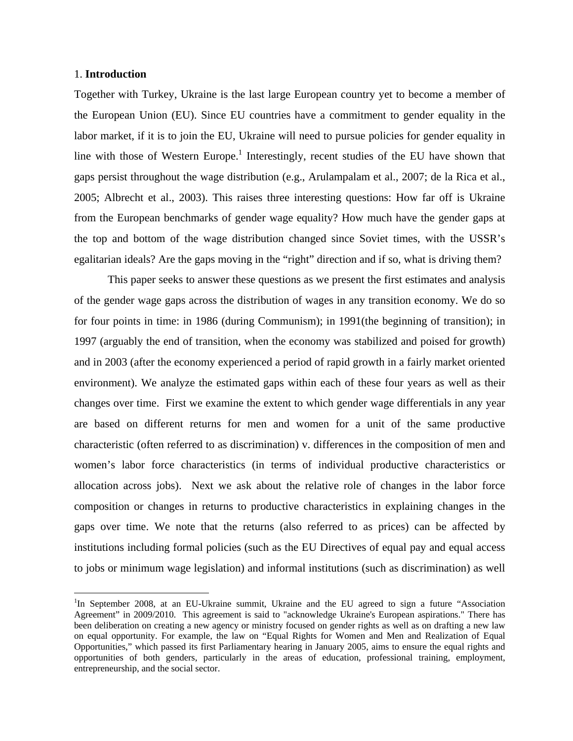## 1. **Introduction**

Together with Turkey, Ukraine is the last large European country yet to become a member of the European Union (EU). Since EU countries have a commitment to gender equality in the labor market, if it is to join the EU, Ukraine will need to pursue policies for gender equality in line with those of Western Europe.[1] Interestingly, recent studies of the EU have shown that gaps persist throughout the wage distribution (e.g., Arulampalam et al., 2007; de la Rica et al., 2005; Albrecht et al., 2003). This raises three interesting questions: How far off is Ukraine from the European benchmarks of gender wage equality? How much have the gender gaps at the top and bottom of the wage distribution changed since Soviet times, with the USSR's egalitarian ideals? Are the gaps moving in the "right" direction and if so, what is driving them?

This paper seeks to answer these questions as we present the first estimates and analysis of the gender wage gaps across the distribution of wages in any transition economy. We do so for four points in time: in 1986 (during Communism); in 1991(the beginning of transition); in 1997 (arguably the end of transition, when the economy was stabilized and poised for growth) and in 2003 (after the economy experienced a period of rapid growth in a fairly market oriented environment). We analyze the estimated gaps within each of these four years as well as their changes over time. First we examine the extent to which gender wage differentials in any year are based on different returns for men and women for a unit of the same productive characteristic (often referred to as discrimination) v. differences in the composition of men and women's labor force characteristics (in terms of individual productive characteristics or allocation across jobs). Next we ask about the relative role of changes in the labor force composition or changes in returns to productive characteristics in explaining changes in the gaps over time. We note that the returns (also referred to as prices) can be affected by institutions including formal policies (such as the EU Directives of equal pay and equal access to jobs or minimum wage legislation) and informal institutions (such as discrimination) as well

[1] In September 2008, at an EU-Ukraine summit, Ukraine and the EU agreed to sign a future "Association Agreement" in 2009/2010. This agreement is said to "acknowledge Ukraine's European aspirations." There has been deliberation on creating a new agency or ministry focused on gender rights as well as on drafting a new law on equal opportunity. For example, the law on "Equal Rights for Women and Men and Realization of Equal Opportunities," which passed its first Parliamentary hearing in January 2005, aims to ensure the equal rights and opportunities of both genders, particularly in the areas of education, professional training, employment, entrepreneurship, and the social sector.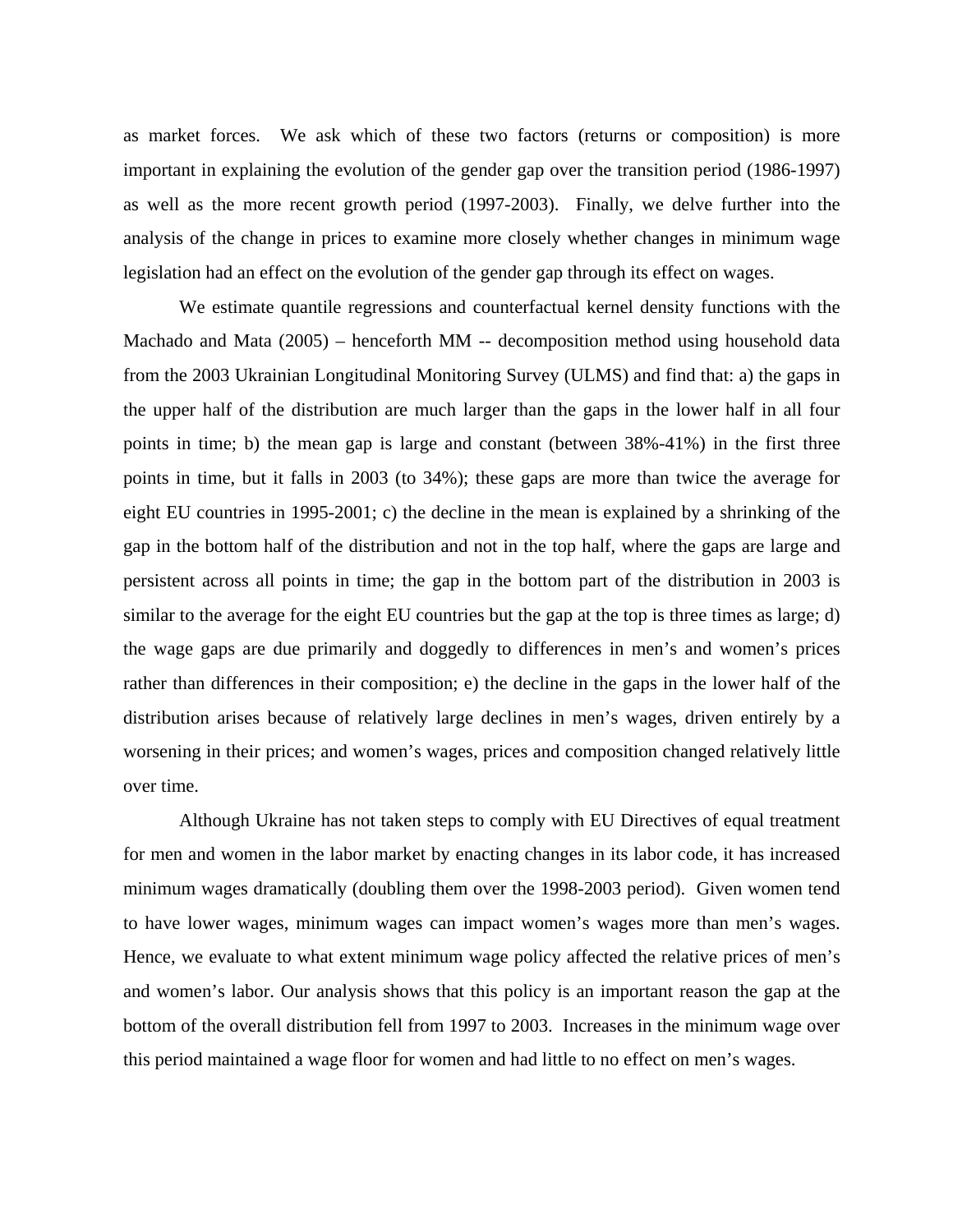as market forces. We ask which of these two factors (returns or composition) is more important in explaining the evolution of the gender gap over the transition period (1986-1997) as well as the more recent growth period (1997-2003). Finally, we delve further into the analysis of the change in prices to examine more closely whether changes in minimum wage legislation had an effect on the evolution of the gender gap through its effect on wages.

We estimate quantile regressions and counterfactual kernel density functions with the Machado and Mata (2005) – henceforth MM -- decomposition method using household data from the 2003 Ukrainian Longitudinal Monitoring Survey (ULMS) and find that: a) the gaps in the upper half of the distribution are much larger than the gaps in the lower half in all four points in time; b) the mean gap is large and constant (between 38%-41%) in the first three points in time, but it falls in 2003 (to 34%); these gaps are more than twice the average for eight EU countries in 1995-2001; c) the decline in the mean is explained by a shrinking of the gap in the bottom half of the distribution and not in the top half, where the gaps are large and persistent across all points in time; the gap in the bottom part of the distribution in 2003 is similar to the average for the eight EU countries but the gap at the top is three times as large; d) the wage gaps are due primarily and doggedly to differences in men's and women's prices rather than differences in their composition; e) the decline in the gaps in the lower half of the distribution arises because of relatively large declines in men's wages, driven entirely by a worsening in their prices; and women's wages, prices and composition changed relatively little over time.

Although Ukraine has not taken steps to comply with EU Directives of equal treatment for men and women in the labor market by enacting changes in its labor code, it has increased minimum wages dramatically (doubling them over the 1998-2003 period). Given women tend to have lower wages, minimum wages can impact women's wages more than men's wages. Hence, we evaluate to what extent minimum wage policy affected the relative prices of men's and women's labor. Our analysis shows that this policy is an important reason the gap at the bottom of the overall distribution fell from 1997 to 2003. Increases in the minimum wage over this period maintained a wage floor for women and had little to no effect on men's wages.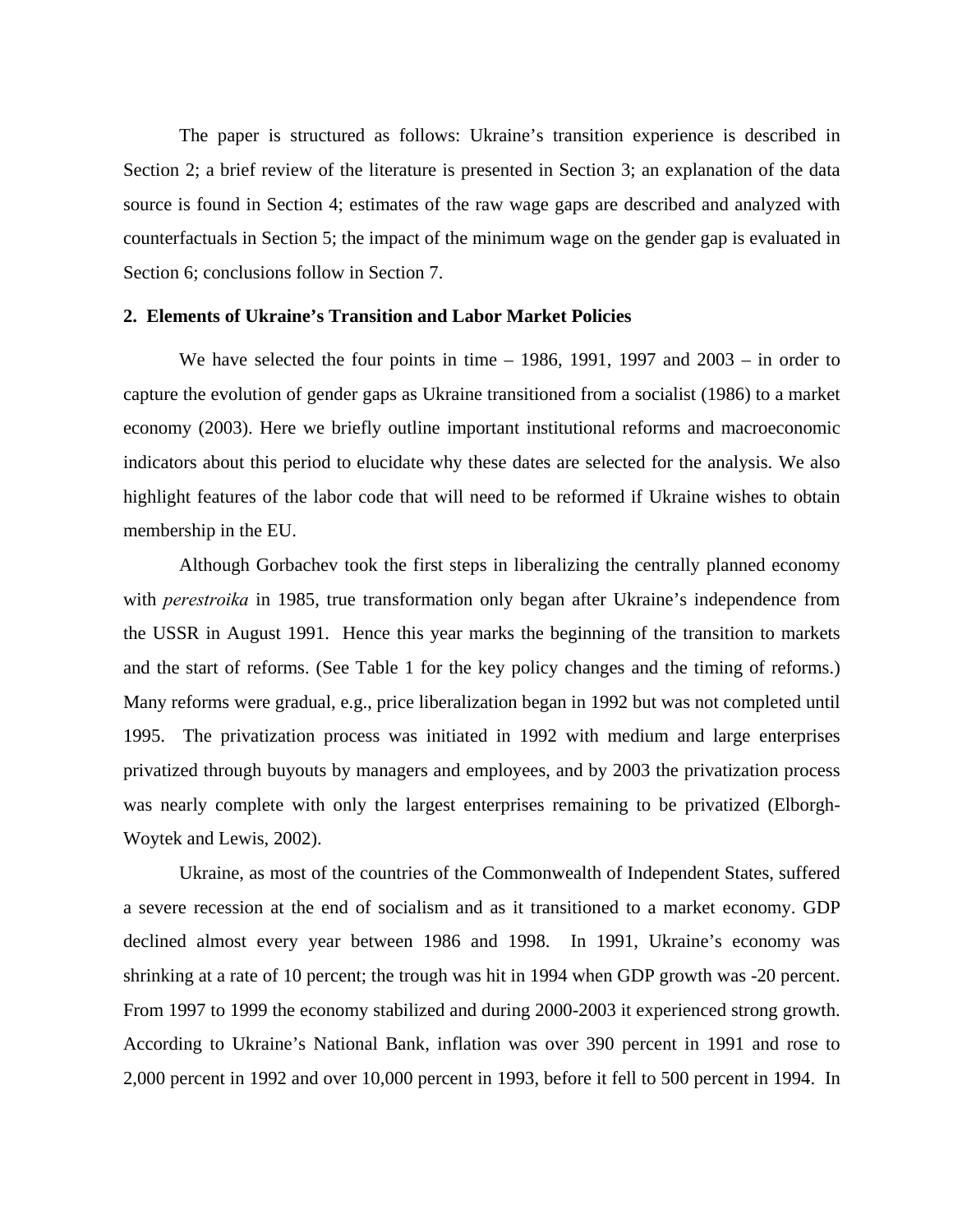The paper is structured as follows: Ukraine's transition experience is described in Section 2; a brief review of the literature is presented in Section 3; an explanation of the data source is found in Section 4; estimates of the raw wage gaps are described and analyzed with counterfactuals in Section 5; the impact of the minimum wage on the gender gap is evaluated in Section 6; conclusions follow in Section 7.

## 2. Elements of Ukraine's Transition and Labor Market Policies

We have selected the four points in time – 1986, 1991, 1997 and 2003 – in order to capture the evolution of gender gaps as Ukraine transitioned from a socialist (1986) to a market economy (2003). Here we briefly outline important institutional reforms and macroeconomic indicators about this period to elucidate why these dates are selected for the analysis. We also highlight features of the labor code that will need to be reformed if Ukraine wishes to obtain membership in the EU.

Although Gorbachev took the first steps in liberalizing the centrally planned economy with *perestroika* in 1985, true transformation only began after Ukraine's independence from the USSR in August 1991. Hence this year marks the beginning of the transition to markets and the start of reforms. (See Table 1 for the key policy changes and the timing of reforms.) Many reforms were gradual, e.g., price liberalization began in 1992 but was not completed until 1995. The privatization process was initiated in 1992 with medium and large enterprises privatized through buyouts by managers and employees, and by 2003 the privatization process was nearly complete with only the largest enterprises remaining to be privatized (Elborgh-Woytek and Lewis, 2002).

Ukraine, as most of the countries of the Commonwealth of Independent States, suffered a severe recession at the end of socialism and as it transitioned to a market economy. GDP declined almost every year between 1986 and 1998. In 1991, Ukraine's economy was shrinking at a rate of 10 percent; the trough was hit in 1994 when GDP growth was -20 percent. From 1997 to 1999 the economy stabilized and during 2000-2003 it experienced strong growth. According to Ukraine's National Bank, inflation was over 390 percent in 1991 and rose to 2,000 percent in 1992 and over 10,000 percent in 1993, before it fell to 500 percent in 1994. In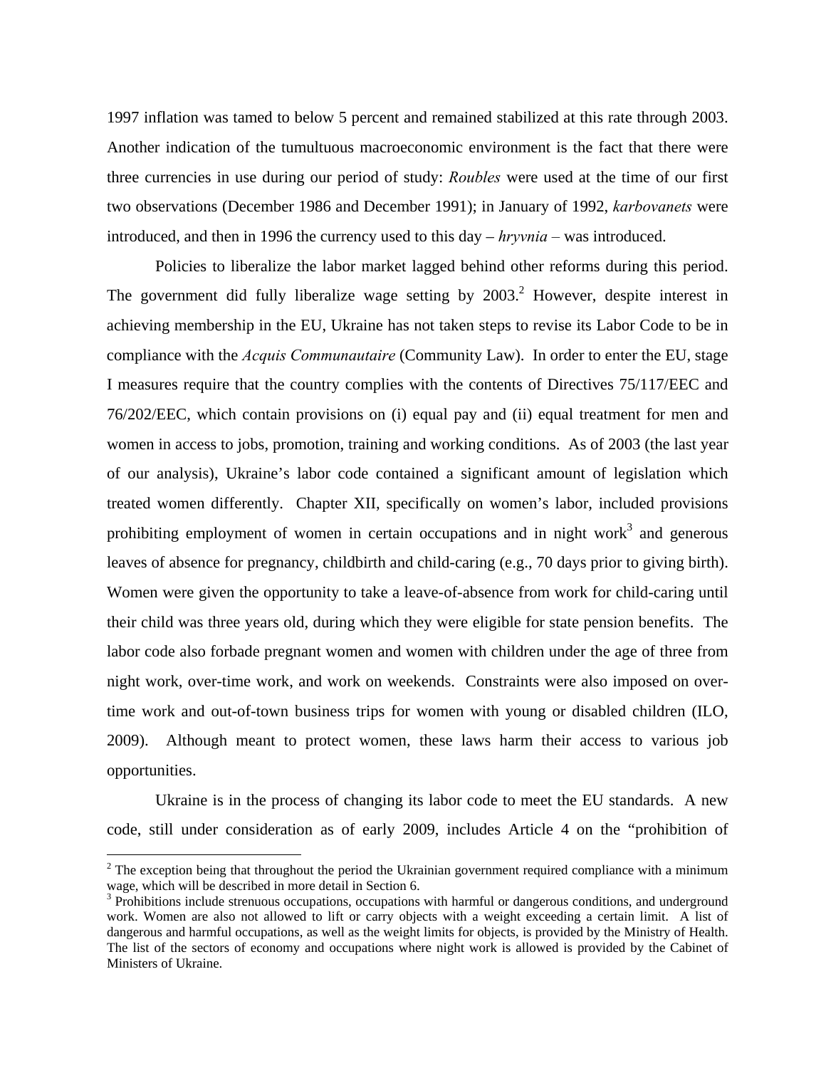1997 inflation was tamed to below 5 percent and remained stabilized at this rate through 2003. Another indication of the tumultuous macroeconomic environment is the fact that there were three currencies in use during our period of study: *Roubles* were used at the time of our first two observations (December 1986 and December 1991); in January of 1992, *karbovanets* were introduced, and then in 1996 the currency used to this day – *hryvnia* – was introduced.

Policies to liberalize the labor market lagged behind other reforms during this period. The government did fully liberalize wage setting by 2003.[2] However, despite interest in achieving membership in the EU, Ukraine has not taken steps to revise its Labor Code to be in compliance with the *Acquis Communautaire* (Community Law). In order to enter the EU, stage I measures require that the country complies with the contents of Directives 75/117/EEC and 76/202/EEC, which contain provisions on (i) equal pay and (ii) equal treatment for men and women in access to jobs, promotion, training and working conditions. As of 2003 (the last year of our analysis), Ukraine's labor code contained a significant amount of legislation which treated women differently. Chapter XII, specifically on women's labor, included provisions prohibiting employment of women in certain occupations and in night work[3] and generous leaves of absence for pregnancy, childbirth and child-caring (e.g., 70 days prior to giving birth). Women were given the opportunity to take a leave-of-absence from work for child-caring until their child was three years old, during which they were eligible for state pension benefits. The labor code also forbade pregnant women and women with children under the age of three from night work, over-time work, and work on weekends. Constraints were also imposed on over-time work and out-of-town business trips for women with young or disabled children (ILO, 2009). Although meant to protect women, these laws harm their access to various job opportunities.

Ukraine is in the process of changing its labor code to meet the EU standards. A new code, still under consideration as of early 2009, includes Article 4 on the "prohibition of

[2] The exception being that throughout the period the Ukrainian government required compliance with a minimum wage, which will be described in more detail in Section 6.

[3] Prohibitions include strenuous occupations, occupations with harmful or dangerous conditions, and underground work. Women are also not allowed to lift or carry objects with a weight exceeding a certain limit. A list of dangerous and harmful occupations, as well as the weight limits for objects, is provided by the Ministry of Health. The list of the sectors of economy and occupations where night work is allowed is provided by the Cabinet of Ministers of Ukraine.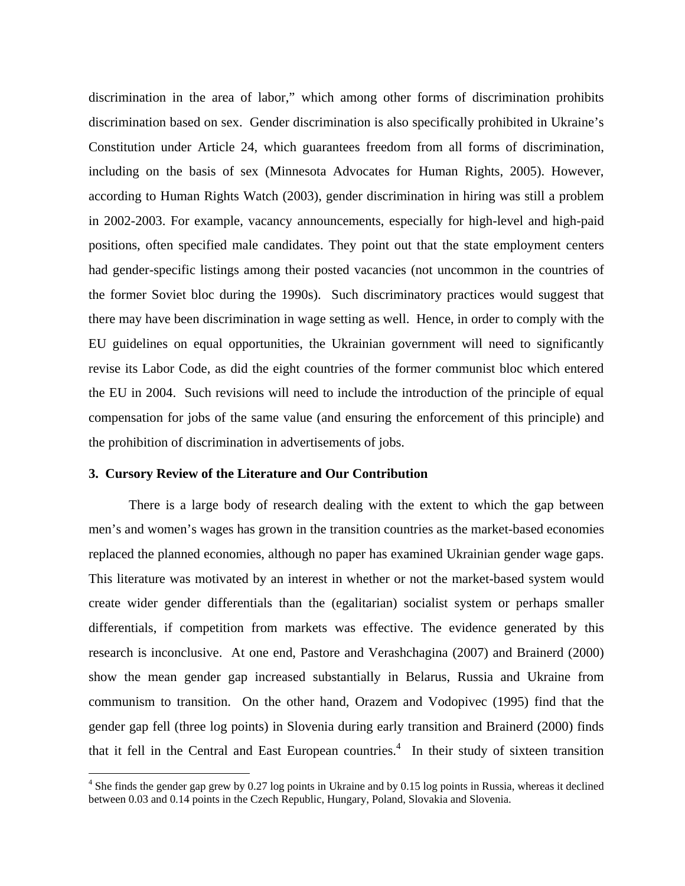discrimination in the area of labor," which among other forms of discrimination prohibits discrimination based on sex. Gender discrimination is also specifically prohibited in Ukraine's Constitution under Article 24, which guarantees freedom from all forms of discrimination, including on the basis of sex (Minnesota Advocates for Human Rights, 2005). However, according to Human Rights Watch (2003), gender discrimination in hiring was still a problem in 2002-2003. For example, vacancy announcements, especially for high-level and high-paid positions, often specified male candidates. They point out that the state employment centers had gender-specific listings among their posted vacancies (not uncommon in the countries of the former Soviet bloc during the 1990s). Such discriminatory practices would suggest that there may have been discrimination in wage setting as well. Hence, in order to comply with the EU guidelines on equal opportunities, the Ukrainian government will need to significantly revise its Labor Code, as did the eight countries of the former communist bloc which entered the EU in 2004. Such revisions will need to include the introduction of the principle of equal compensation for jobs of the same value (and ensuring the enforcement of this principle) and the prohibition of discrimination in advertisements of jobs.

## 3. Cursory Review of the Literature and Our Contribution

There is a large body of research dealing with the extent to which the gap between men's and women's wages has grown in the transition countries as the market-based economies replaced the planned economies, although no paper has examined Ukrainian gender wage gaps. This literature was motivated by an interest in whether or not the market-based system would create wider gender differentials than the (egalitarian) socialist system or perhaps smaller differentials, if competition from markets was effective. The evidence generated by this research is inconclusive. At one end, Pastore and Verashchagina (2007) and Brainerd (2000) show the mean gender gap increased substantially in Belarus, Russia and Ukraine from communism to transition. On the other hand, Orazem and Vodopivec (1995) find that the gender gap fell (three log points) in Slovenia during early transition and Brainerd (2000) finds that it fell in the Central and East European countries.[4] In their study of sixteen transition

[4] She finds the gender gap grew by 0.27 log points in Ukraine and by 0.15 log points in Russia, whereas it declined between 0.03 and 0.14 points in the Czech Republic, Hungary, Poland, Slovakia and Slovenia.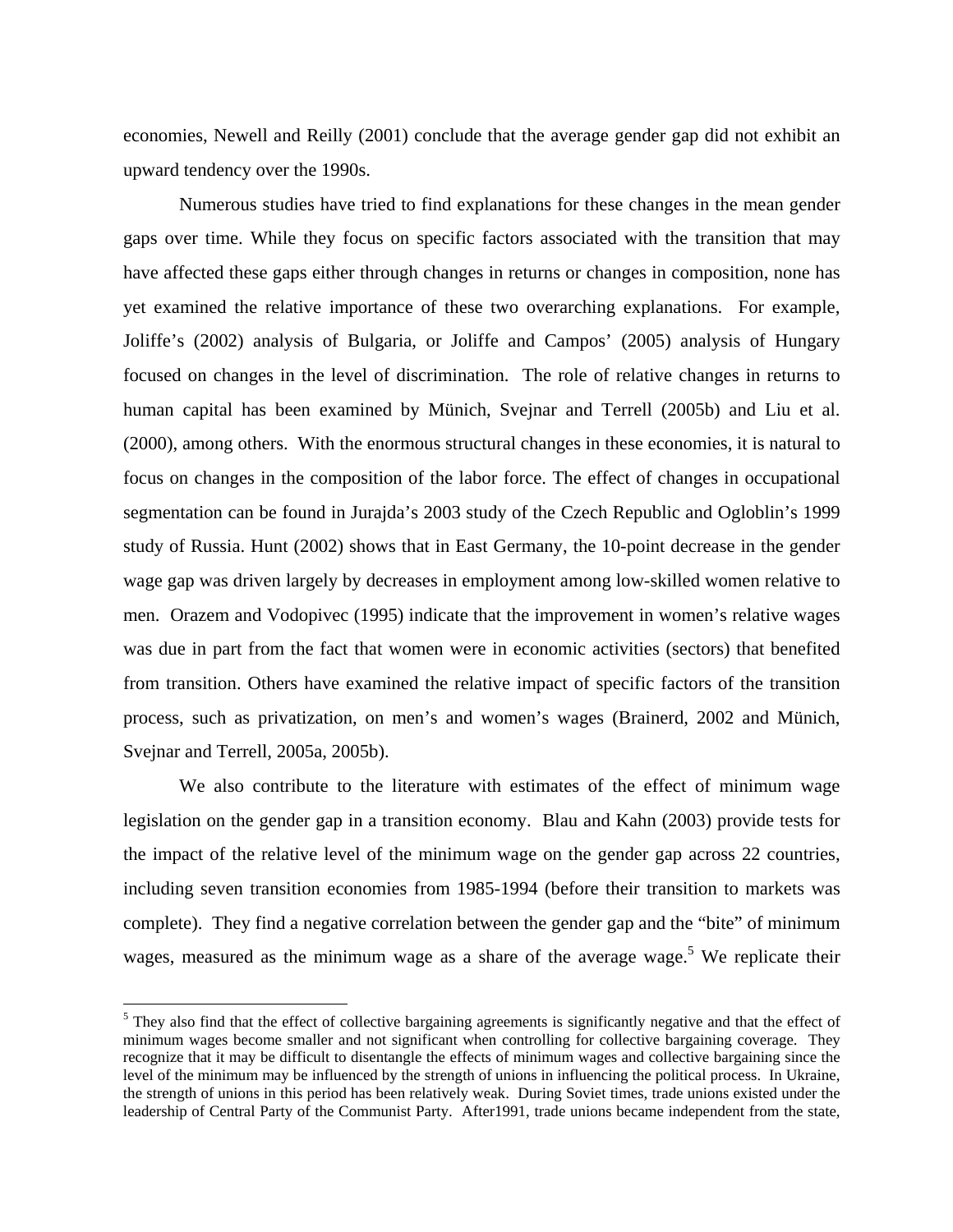economies, Newell and Reilly (2001) conclude that the average gender gap did not exhibit an upward tendency over the 1990s.

Numerous studies have tried to find explanations for these changes in the mean gender gaps over time. While they focus on specific factors associated with the transition that may have affected these gaps either through changes in returns or changes in composition, none has yet examined the relative importance of these two overarching explanations. For example, Joliffe's (2002) analysis of Bulgaria, or Joliffe and Campos' (2005) analysis of Hungary focused on changes in the level of discrimination. The role of relative changes in returns to human capital has been examined by Münich, Svejnar and Terrell (2005b) and Liu et al. (2000), among others. With the enormous structural changes in these economies, it is natural to focus on changes in the composition of the labor force. The effect of changes in occupational segmentation can be found in Jurajda's 2003 study of the Czech Republic and Ogloblin's 1999 study of Russia. Hunt (2002) shows that in East Germany, the 10-point decrease in the gender wage gap was driven largely by decreases in employment among low-skilled women relative to men. Orazem and Vodopivec (1995) indicate that the improvement in women's relative wages was due in part from the fact that women were in economic activities (sectors) that benefited from transition. Others have examined the relative impact of specific factors of the transition process, such as privatization, on men's and women's wages (Brainerd, 2002 and Münich, Svejnar and Terrell, 2005a, 2005b).

We also contribute to the literature with estimates of the effect of minimum wage legislation on the gender gap in a transition economy. Blau and Kahn (2003) provide tests for the impact of the relative level of the minimum wage on the gender gap across 22 countries, including seven transition economies from 1985-1994 (before their transition to markets was complete). They find a negative correlation between the gender gap and the "bite" of minimum wages, measured as the minimum wage as a share of the average wage.[5] We replicate their

[5] They also find that the effect of collective bargaining agreements is significantly negative and that the effect of minimum wages become smaller and not significant when controlling for collective bargaining coverage. They recognize that it may be difficult to disentangle the effects of minimum wages and collective bargaining since the level of the minimum may be influenced by the strength of unions in influencing the political process. In Ukraine, the strength of unions in this period has been relatively weak. During Soviet times, trade unions existed under the leadership of Central Party of the Communist Party. After1991, trade unions became independent from the state,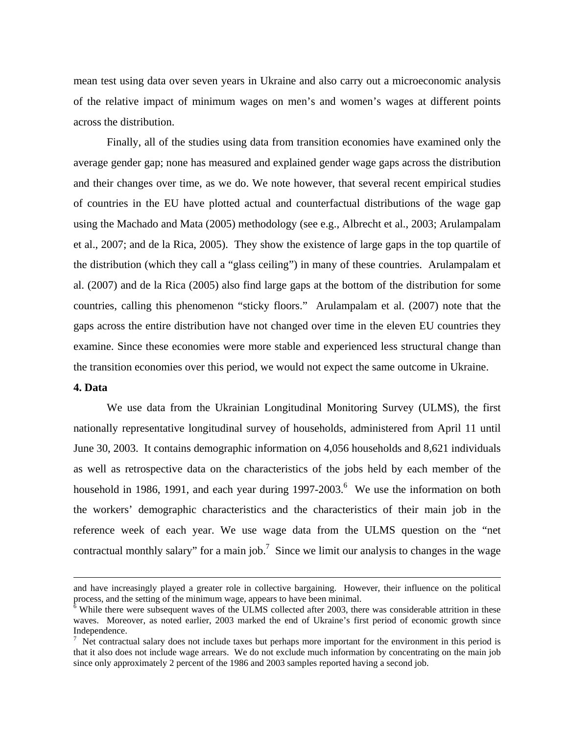mean test using data over seven years in Ukraine and also carry out a microeconomic analysis of the relative impact of minimum wages on men's and women's wages at different points across the distribution.

Finally, all of the studies using data from transition economies have examined only the average gender gap; none has measured and explained gender wage gaps across the distribution and their changes over time, as we do. We note however, that several recent empirical studies of countries in the EU have plotted actual and counterfactual distributions of the wage gap using the Machado and Mata (2005) methodology (see e.g., Albrecht et al., 2003; Arulampalam et al., 2007; and de la Rica, 2005). They show the existence of large gaps in the top quartile of the distribution (which they call a "glass ceiling") in many of these countries. Arulampalam et al. (2007) and de la Rica (2005) also find large gaps at the bottom of the distribution for some countries, calling this phenomenon "sticky floors." Arulampalam et al. (2007) note that the gaps across the entire distribution have not changed over time in the eleven EU countries they examine. Since these economies were more stable and experienced less structural change than the transition economies over this period, we would not expect the same outcome in Ukraine.

## 4. Data

We use data from the Ukrainian Longitudinal Monitoring Survey (ULMS), the first nationally representative longitudinal survey of households, administered from April 11 until June 30, 2003. It contains demographic information on 4,056 households and 8,621 individuals as well as retrospective data on the characteristics of the jobs held by each member of the household in 1986, 1991, and each year during 1997-2003.[6] We use the information on both the workers' demographic characteristics and the characteristics of their main job in the reference week of each year. We use wage data from the ULMS question on the "net contractual monthly salary" for a main job.[7] Since we limit our analysis to changes in the wage

---

and have increasingly played a greater role in collective bargaining. However, their influence on the political process, and the setting of the minimum wage, appears to have been minimal.

[6] While there were subsequent waves of the ULMS collected after 2003, there was considerable attrition in these waves. Moreover, as noted earlier, 2003 marked the end of Ukraine's first period of economic growth since Independence.

[7] Net contractual salary does not include taxes but perhaps more important for the environment in this period is that it also does not include wage arrears. We do not exclude much information by concentrating on the main job since only approximately 2 percent of the 1986 and 2003 samples reported having a second job.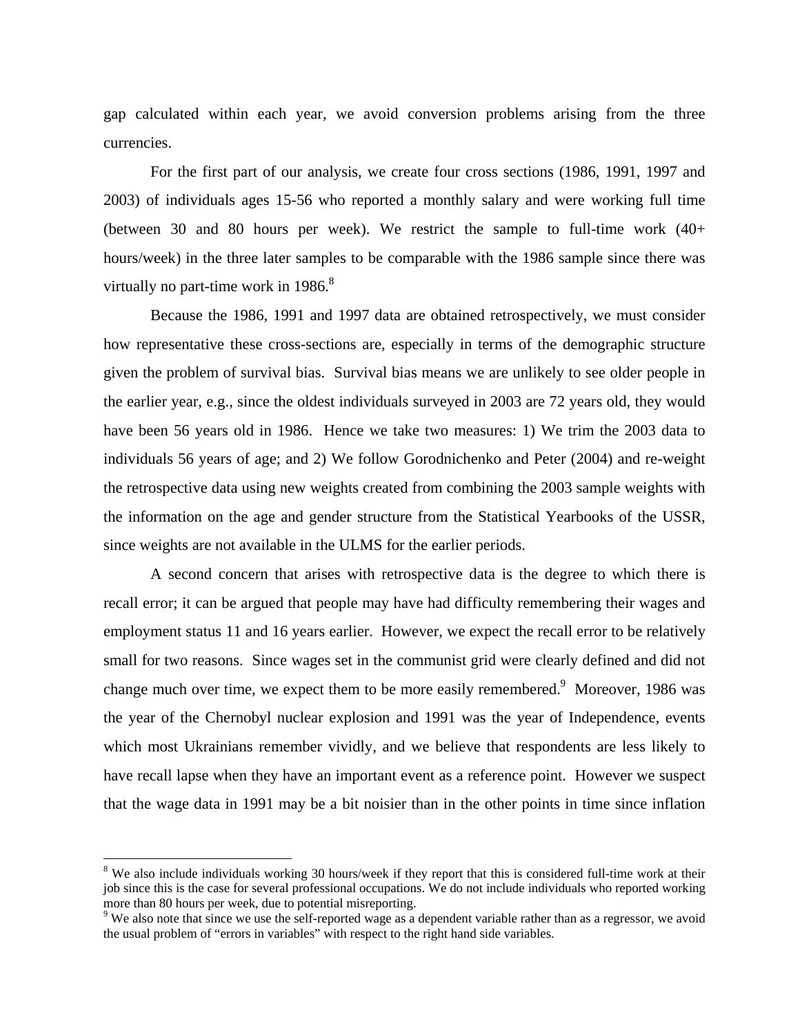gap calculated within each year, we avoid conversion problems arising from the three currencies.

For the first part of our analysis, we create four cross sections (1986, 1991, 1997 and 2003) of individuals ages 15-56 who reported a monthly salary and were working full time (between 30 and 80 hours per week). We restrict the sample to full-time work (40+ hours/week) in the three later samples to be comparable with the 1986 sample since there was virtually no part-time work in 1986.[8]

Because the 1986, 1991 and 1997 data are obtained retrospectively, we must consider how representative these cross-sections are, especially in terms of the demographic structure given the problem of survival bias. Survival bias means we are unlikely to see older people in the earlier year, e.g., since the oldest individuals surveyed in 2003 are 72 years old, they would have been 56 years old in 1986. Hence we take two measures: 1) We trim the 2003 data to individuals 56 years of age; and 2) We follow Gorodnichenko and Peter (2004) and re-weight the retrospective data using new weights created from combining the 2003 sample weights with the information on the age and gender structure from the Statistical Yearbooks of the USSR, since weights are not available in the ULMS for the earlier periods.

A second concern that arises with retrospective data is the degree to which there is recall error; it can be argued that people may have had difficulty remembering their wages and employment status 11 and 16 years earlier. However, we expect the recall error to be relatively small for two reasons. Since wages set in the communist grid were clearly defined and did not change much over time, we expect them to be more easily remembered.[9] Moreover, 1986 was the year of the Chernobyl nuclear explosion and 1991 was the year of Independence, events which most Ukrainians remember vividly, and we believe that respondents are less likely to have recall lapse when they have an important event as a reference point. However we suspect that the wage data in 1991 may be a bit noisier than in the other points in time since inflation

[8] We also include individuals working 30 hours/week if they report that this is considered full-time work at their job since this is the case for several professional occupations. We do not include individuals who reported working more than 80 hours per week, due to potential misreporting.

[9] We also note that since we use the self-reported wage as a dependent variable rather than as a regressor, we avoid the usual problem of "errors in variables" with respect to the right hand side variables.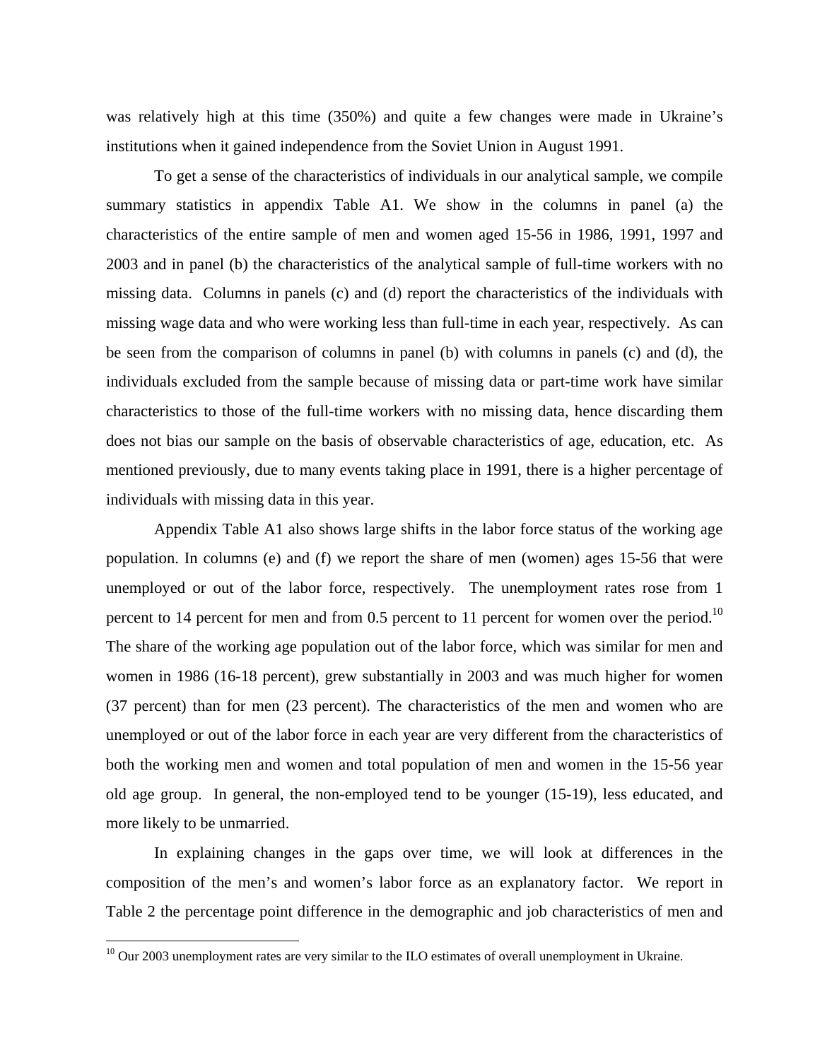was relatively high at this time (350%) and quite a few changes were made in Ukraine's institutions when it gained independence from the Soviet Union in August 1991.

To get a sense of the characteristics of individuals in our analytical sample, we compile summary statistics in appendix Table A1. We show in the columns in panel (a) the characteristics of the entire sample of men and women aged 15-56 in 1986, 1991, 1997 and 2003 and in panel (b) the characteristics of the analytical sample of full-time workers with no missing data. Columns in panels (c) and (d) report the characteristics of the individuals with missing wage data and who were working less than full-time in each year, respectively. As can be seen from the comparison of columns in panel (b) with columns in panels (c) and (d), the individuals excluded from the sample because of missing data or part-time work have similar characteristics to those of the full-time workers with no missing data, hence discarding them does not bias our sample on the basis of observable characteristics of age, education, etc. As mentioned previously, due to many events taking place in 1991, there is a higher percentage of individuals with missing data in this year.

Appendix Table A1 also shows large shifts in the labor force status of the working age population. In columns (e) and (f) we report the share of men (women) ages 15-56 that were unemployed or out of the labor force, respectively. The unemployment rates rose from 1 percent to 14 percent for men and from 0.5 percent to 11 percent for women over the period.[10] The share of the working age population out of the labor force, which was similar for men and women in 1986 (16-18 percent), grew substantially in 2003 and was much higher for women (37 percent) than for men (23 percent). The characteristics of the men and women who are unemployed or out of the labor force in each year are very different from the characteristics of both the working men and women and total population of men and women in the 15-56 year old age group. In general, the non-employed tend to be younger (15-19), less educated, and more likely to be unmarried.

In explaining changes in the gaps over time, we will look at differences in the composition of the men's and women's labor force as an explanatory factor. We report in Table 2 the percentage point difference in the demographic and job characteristics of men and

[10] Our 2003 unemployment rates are very similar to the ILO estimates of overall unemployment in Ukraine.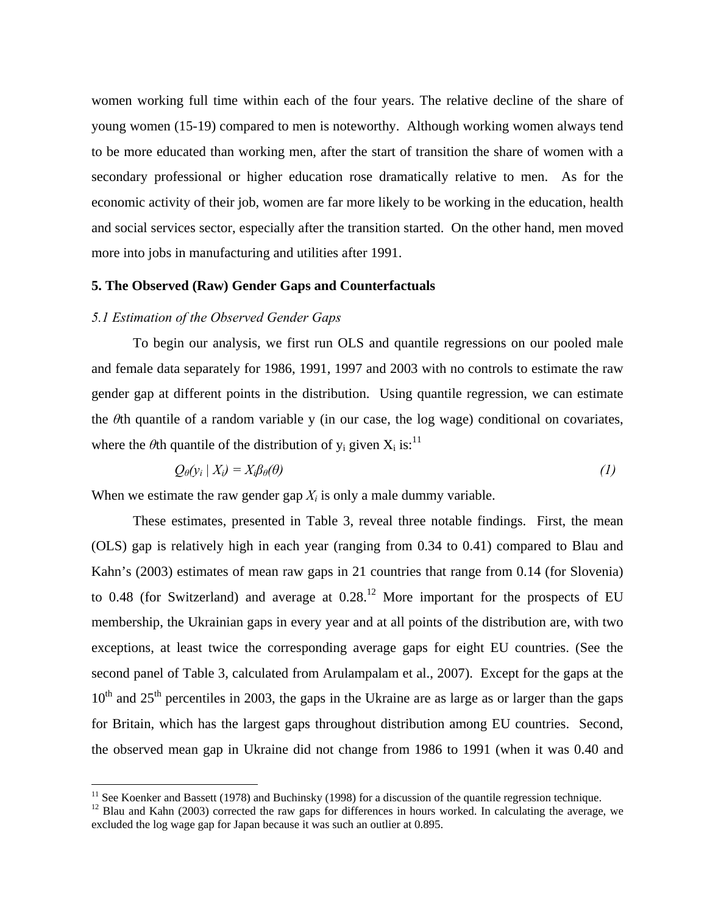women working full time within each of the four years. The relative decline of the share of young women (15-19) compared to men is noteworthy. Although working women always tend to be more educated than working men, after the start of transition the share of women with a secondary professional or higher education rose dramatically relative to men. As for the economic activity of their job, women are far more likely to be working in the education, health and social services sector, especially after the transition started. On the other hand, men moved more into jobs in manufacturing and utilities after 1991.

## 5. The Observed (Raw) Gender Gaps and Counterfactuals

### *5.1 Estimation of the Observed Gender Gaps*

To begin our analysis, we first run OLS and quantile regressions on our pooled male and female data separately for 1986, 1991, 1997 and 2003 with no controls to estimate the raw gender gap at different points in the distribution. Using quantile regression, we can estimate the $\theta$th quantile of a random variable y (in our case, the log wage) conditional on covariates, where the $\theta$th quantile of the distribution of $y_i$ given $X_i$ is:[11]

$$Q_\theta(y_i \mid X_i) = X_i\beta_\theta(\theta) \tag{1}$$

When we estimate the raw gender gap $X_i$ is only a male dummy variable.

These estimates, presented in Table 3, reveal three notable findings. First, the mean (OLS) gap is relatively high in each year (ranging from 0.34 to 0.41) compared to Blau and Kahn's (2003) estimates of mean raw gaps in 21 countries that range from 0.14 (for Slovenia) to 0.48 (for Switzerland) and average at 0.28.[12] More important for the prospects of EU membership, the Ukrainian gaps in every year and at all points of the distribution are, with two exceptions, at least twice the corresponding average gaps for eight EU countries. (See the second panel of Table 3, calculated from Arulampalam et al., 2007). Except for the gaps at the 10th and 25th percentiles in 2003, the gaps in the Ukraine are as large as or larger than the gaps for Britain, which has the largest gaps throughout distribution among EU countries. Second, the observed mean gap in Ukraine did not change from 1986 to 1991 (when it was 0.40 and

[11] See Koenker and Bassett (1978) and Buchinsky (1998) for a discussion of the quantile regression technique.

[12] Blau and Kahn (2003) corrected the raw gaps for differences in hours worked. In calculating the average, we excluded the log wage gap for Japan because it was such an outlier at 0.895.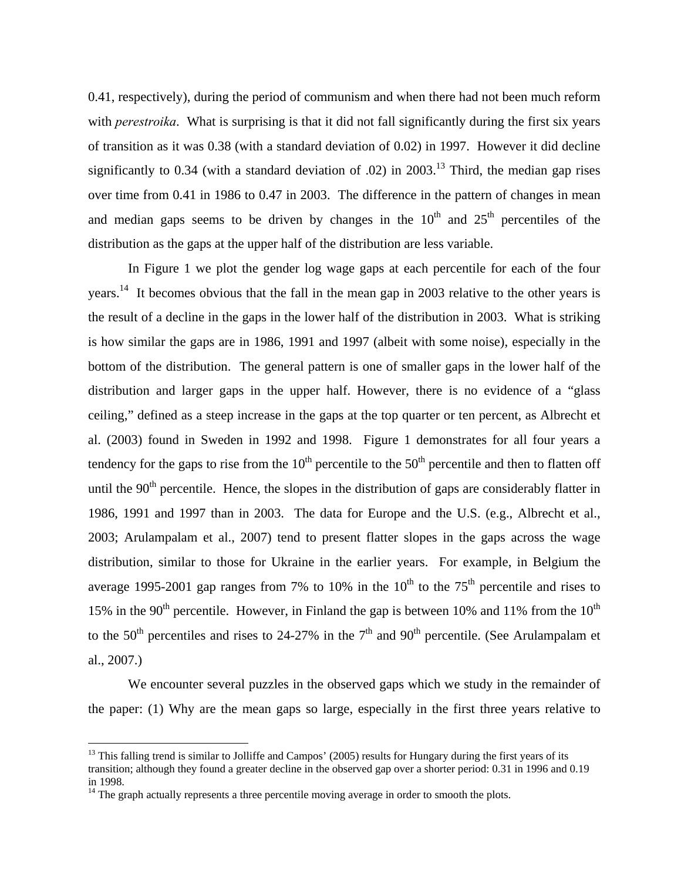0.41, respectively), during the period of communism and when there had not been much reform with *perestroika*. What is surprising is that it did not fall significantly during the first six years of transition as it was 0.38 (with a standard deviation of 0.02) in 1997. However it did decline significantly to 0.34 (with a standard deviation of .02) in 2003.[13] Third, the median gap rises over time from 0.41 in 1986 to 0.47 in 2003. The difference in the pattern of changes in mean and median gaps seems to be driven by changes in the 10th and 25th percentiles of the distribution as the gaps at the upper half of the distribution are less variable.

In Figure 1 we plot the gender log wage gaps at each percentile for each of the four years.[14] It becomes obvious that the fall in the mean gap in 2003 relative to the other years is the result of a decline in the gaps in the lower half of the distribution in 2003. What is striking is how similar the gaps are in 1986, 1991 and 1997 (albeit with some noise), especially in the bottom of the distribution. The general pattern is one of smaller gaps in the lower half of the distribution and larger gaps in the upper half. However, there is no evidence of a "glass ceiling," defined as a steep increase in the gaps at the top quarter or ten percent, as Albrecht et al. (2003) found in Sweden in 1992 and 1998. Figure 1 demonstrates for all four years a tendency for the gaps to rise from the 10th percentile to the 50th percentile and then to flatten off until the 90th percentile. Hence, the slopes in the distribution of gaps are considerably flatter in 1986, 1991 and 1997 than in 2003. The data for Europe and the U.S. (e.g., Albrecht et al., 2003; Arulampalam et al., 2007) tend to present flatter slopes in the gaps across the wage distribution, similar to those for Ukraine in the earlier years. For example, in Belgium the average 1995-2001 gap ranges from 7% to 10% in the 10th to the 75th percentile and rises to 15% in the 90th percentile. However, in Finland the gap is between 10% and 11% from the 10th to the 50th percentiles and rises to 24-27% in the 7th and 90th percentile. (See Arulampalam et al., 2007.)

We encounter several puzzles in the observed gaps which we study in the remainder of the paper: (1) Why are the mean gaps so large, especially in the first three years relative to

---

[13] This falling trend is similar to Jolliffe and Campos' (2005) results for Hungary during the first years of its transition; although they found a greater decline in the observed gap over a shorter period: 0.31 in 1996 and 0.19 in 1998.

[14] The graph actually represents a three percentile moving average in order to smooth the plots.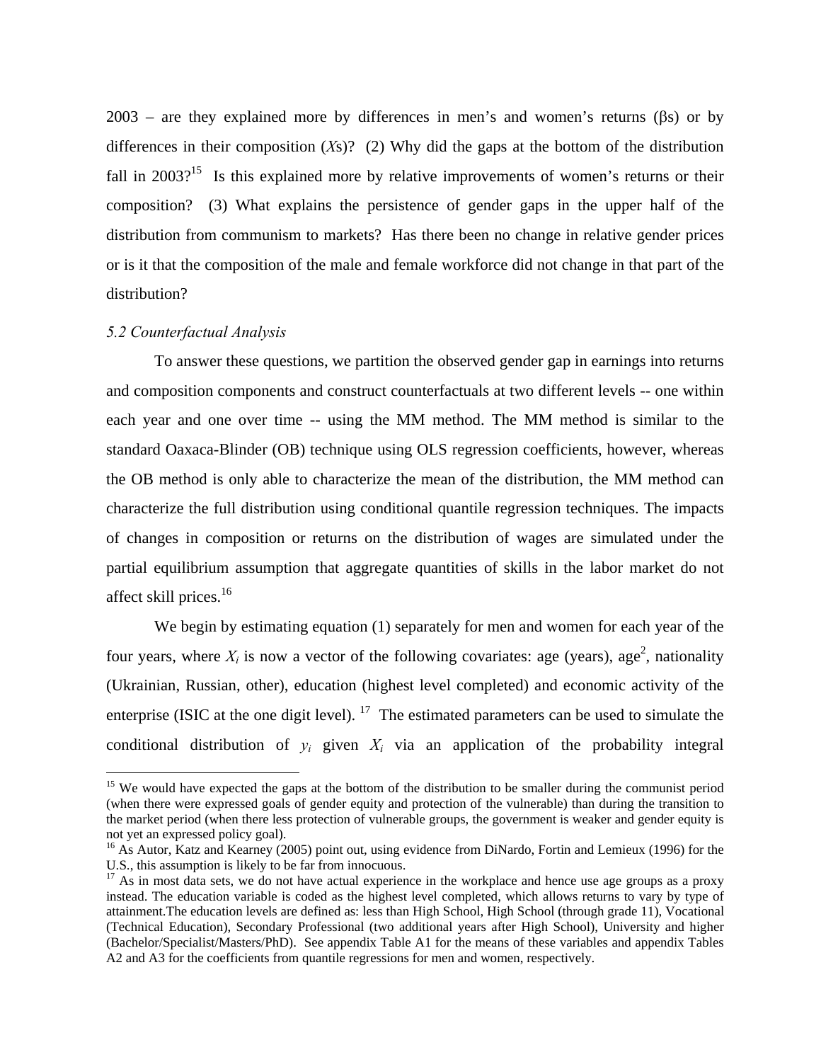2003 – are they explained more by differences in men's and women's returns ($\beta$s) or by differences in their composition ($X$s)? (2) Why did the gaps at the bottom of the distribution fall in 2003?[15] Is this explained more by relative improvements of women's returns or their composition? (3) What explains the persistence of gender gaps in the upper half of the distribution from communism to markets? Has there been no change in relative gender prices or is it that the composition of the male and female workforce did not change in that part of the distribution?

### *5.2 Counterfactual Analysis*

To answer these questions, we partition the observed gender gap in earnings into returns and composition components and construct counterfactuals at two different levels -- one within each year and one over time -- using the MM method. The MM method is similar to the standard Oaxaca-Blinder (OB) technique using OLS regression coefficients, however, whereas the OB method is only able to characterize the mean of the distribution, the MM method can characterize the full distribution using conditional quantile regression techniques. The impacts of changes in composition or returns on the distribution of wages are simulated under the partial equilibrium assumption that aggregate quantities of skills in the labor market do not affect skill prices.[16]

We begin by estimating equation (1) separately for men and women for each year of the four years, where $X_i$ is now a vector of the following covariates: age (years), age$^2$, nationality (Ukrainian, Russian, other), education (highest level completed) and economic activity of the enterprise (ISIC at the one digit level). [17] The estimated parameters can be used to simulate the conditional distribution of $y_i$ given $X_i$ via an application of the probability integral

---

[15] We would have expected the gaps at the bottom of the distribution to be smaller during the communist period (when there were expressed goals of gender equity and protection of the vulnerable) than during the transition to the market period (when there less protection of vulnerable groups, the government is weaker and gender equity is not yet an expressed policy goal).

[16] As Autor, Katz and Kearney (2005) point out, using evidence from DiNardo, Fortin and Lemieux (1996) for the U.S., this assumption is likely to be far from innocuous.

[17] As in most data sets, we do not have actual experience in the workplace and hence use age groups as a proxy instead. The education variable is coded as the highest level completed, which allows returns to vary by type of attainment.The education levels are defined as: less than High School, High School (through grade 11), Vocational (Technical Education), Secondary Professional (two additional years after High School), University and higher (Bachelor/Specialist/Masters/PhD). See appendix Table A1 for the means of these variables and appendix Tables A2 and A3 for the coefficients from quantile regressions for men and women, respectively.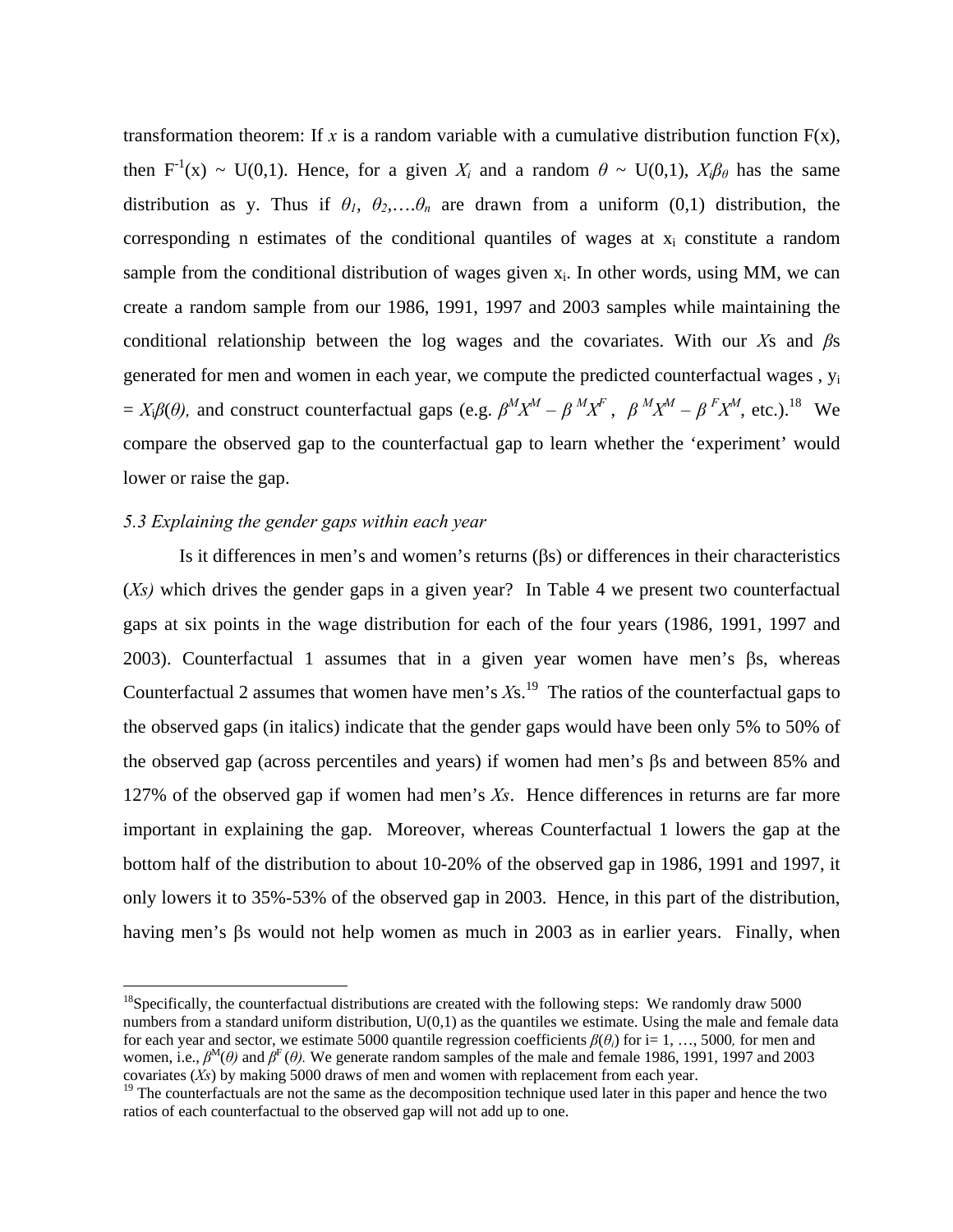transformation theorem: If $x$ is a random variable with a cumulative distribution function F(x), then $F^{-1}(x) \sim U(0,1)$. Hence, for a given $X_i$ and a random $\theta \sim U(0,1)$, $X_i\beta_\theta$ has the same distribution as y. Thus if $\theta_1$, $\theta_2$,….$\theta_n$ are drawn from a uniform (0,1) distribution, the corresponding n estimates of the conditional quantiles of wages at $x_i$ constitute a random sample from the conditional distribution of wages given $x_i$. In other words, using MM, we can create a random sample from our 1986, 1991, 1997 and 2003 samples while maintaining the conditional relationship between the log wages and the covariates. With our $X$s and $\beta$s generated for men and women in each year, we compute the predicted counterfactual wages , $y_i = X_i\beta(\theta)$, and construct counterfactual gaps (e.g. $\beta^M X^M - \beta^M X^F$ , $\beta^M X^M - \beta^F X^M$, etc.).[18] We compare the observed gap to the counterfactual gap to learn whether the 'experiment' would lower or raise the gap.

### *5.3 Explaining the gender gaps within each year*

Is it differences in men's and women's returns (βs) or differences in their characteristics (*Xs)* which drives the gender gaps in a given year? In Table 4 we present two counterfactual gaps at six points in the wage distribution for each of the four years (1986, 1991, 1997 and 2003). Counterfactual 1 assumes that in a given year women have men's βs, whereas Counterfactual 2 assumes that women have men's *X*s.[19] The ratios of the counterfactual gaps to the observed gaps (in italics) indicate that the gender gaps would have been only 5% to 50% of the observed gap (across percentiles and years) if women had men's βs and between 85% and 127% of the observed gap if women had men's *Xs*. Hence differences in returns are far more important in explaining the gap. Moreover, whereas Counterfactual 1 lowers the gap at the bottom half of the distribution to about 10-20% of the observed gap in 1986, 1991 and 1997, it only lowers it to 35%-53% of the observed gap in 2003. Hence, in this part of the distribution, having men's βs would not help women as much in 2003 as in earlier years. Finally, when

---

[18]Specifically, the counterfactual distributions are created with the following steps: We randomly draw 5000 numbers from a standard uniform distribution, U(0,1) as the quantiles we estimate. Using the male and female data for each year and sector, we estimate 5000 quantile regression coefficients $\beta(\theta_i)$ for i= 1, …, 5000, for men and women, i.e., $\beta^M(\theta)$ and $\beta^F(\theta)$. We generate random samples of the male and female 1986, 1991, 1997 and 2003 covariates (*Xs*) by making 5000 draws of men and women with replacement from each year.

[19] The counterfactuals are not the same as the decomposition technique used later in this paper and hence the two ratios of each counterfactual to the observed gap will not add up to one.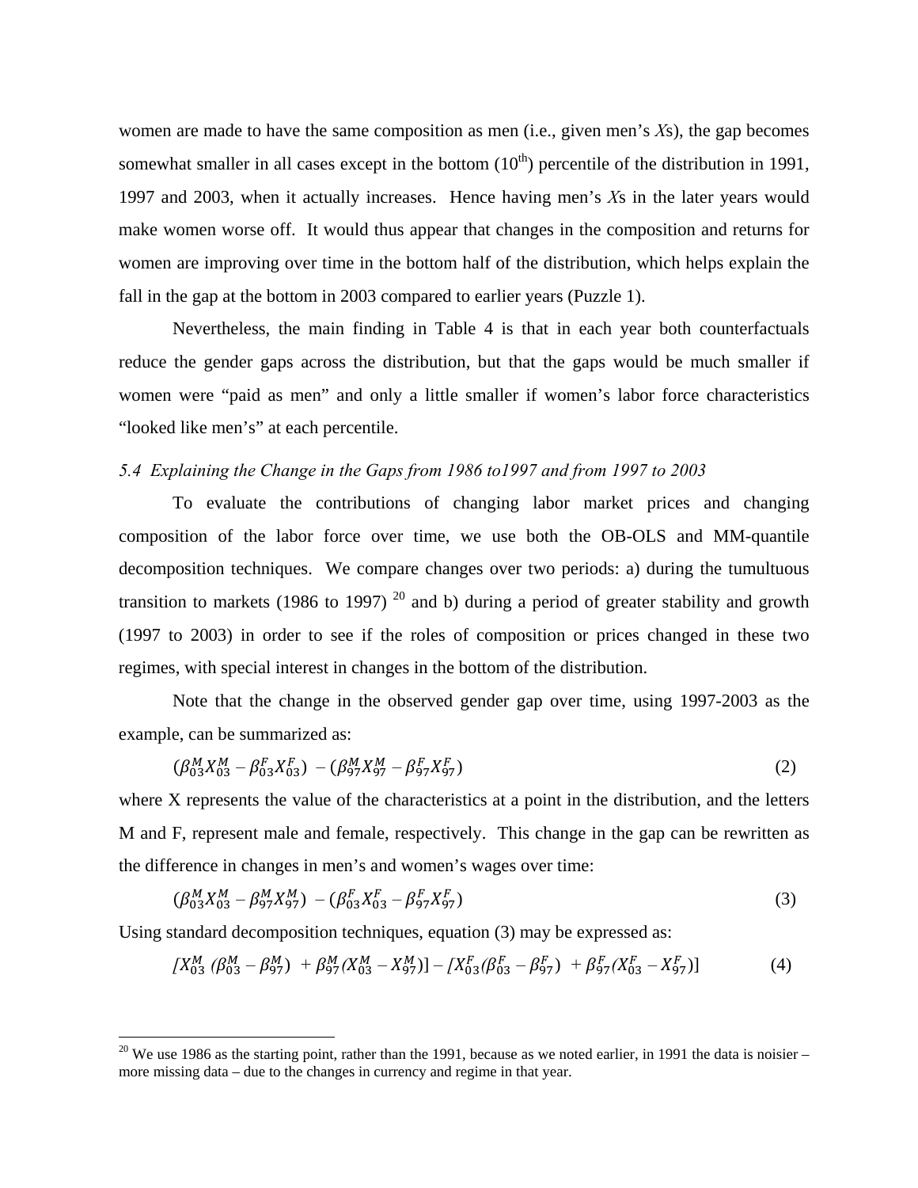women are made to have the same composition as men (i.e., given men's *X*s), the gap becomes somewhat smaller in all cases except in the bottom (10$^{th}$) percentile of the distribution in 1991, 1997 and 2003, when it actually increases. Hence having men's *X*s in the later years would make women worse off. It would thus appear that changes in the composition and returns for women are improving over time in the bottom half of the distribution, which helps explain the fall in the gap at the bottom in 2003 compared to earlier years (Puzzle 1).

Nevertheless, the main finding in Table 4 is that in each year both counterfactuals reduce the gender gaps across the distribution, but that the gaps would be much smaller if women were "paid as men" and only a little smaller if women's labor force characteristics "looked like men's" at each percentile.

### *5.4 Explaining the Change in the Gaps from 1986 to1997 and from 1997 to 2003*

To evaluate the contributions of changing labor market prices and changing composition of the labor force over time, we use both the OB-OLS and MM-quantile decomposition techniques. We compare changes over two periods: a) during the tumultuous transition to markets (1986 to 1997) [20] and b) during a period of greater stability and growth (1997 to 2003) in order to see if the roles of composition or prices changed in these two regimes, with special interest in changes in the bottom of the distribution.

Note that the change in the observed gender gap over time, using 1997-2003 as the example, can be summarized as:

$$(\beta_{03}^{M}X_{03}^{M} - \beta_{03}^{F}X_{03}^{F}) \; - (\beta_{97}^{M}X_{97}^{M} - \beta_{97}^{F}X_{97}^{F}) \qquad (2)$$

where X represents the value of the characteristics at a point in the distribution, and the letters M and F, represent male and female, respectively. This change in the gap can be rewritten as the difference in changes in men's and women's wages over time:

$$(\beta_{03}^{M}X_{03}^{M} - \beta_{97}^{M}X_{97}^{M}) \; - (\beta_{03}^{F}X_{03}^{F} - \beta_{97}^{F}X_{97}^{F}) \qquad (3)$$

Using standard decomposition techniques, equation (3) may be expressed as:

$$[X_{03}^{M}\;(\beta_{03}^{M} - \beta_{97}^{M}) \; + \beta_{97}^{M}(X_{03}^{M} - X_{97}^{M})] - [X_{03}^{F}(\beta_{03}^{F} - \beta_{97}^{F}) \; + \beta_{97}^{F}(X_{03}^{F} - X_{97}^{F})] \qquad (4)$$

---

[20] We use 1986 as the starting point, rather than the 1991, because as we noted earlier, in 1991 the data is noisier – more missing data – due to the changes in currency and regime in that year.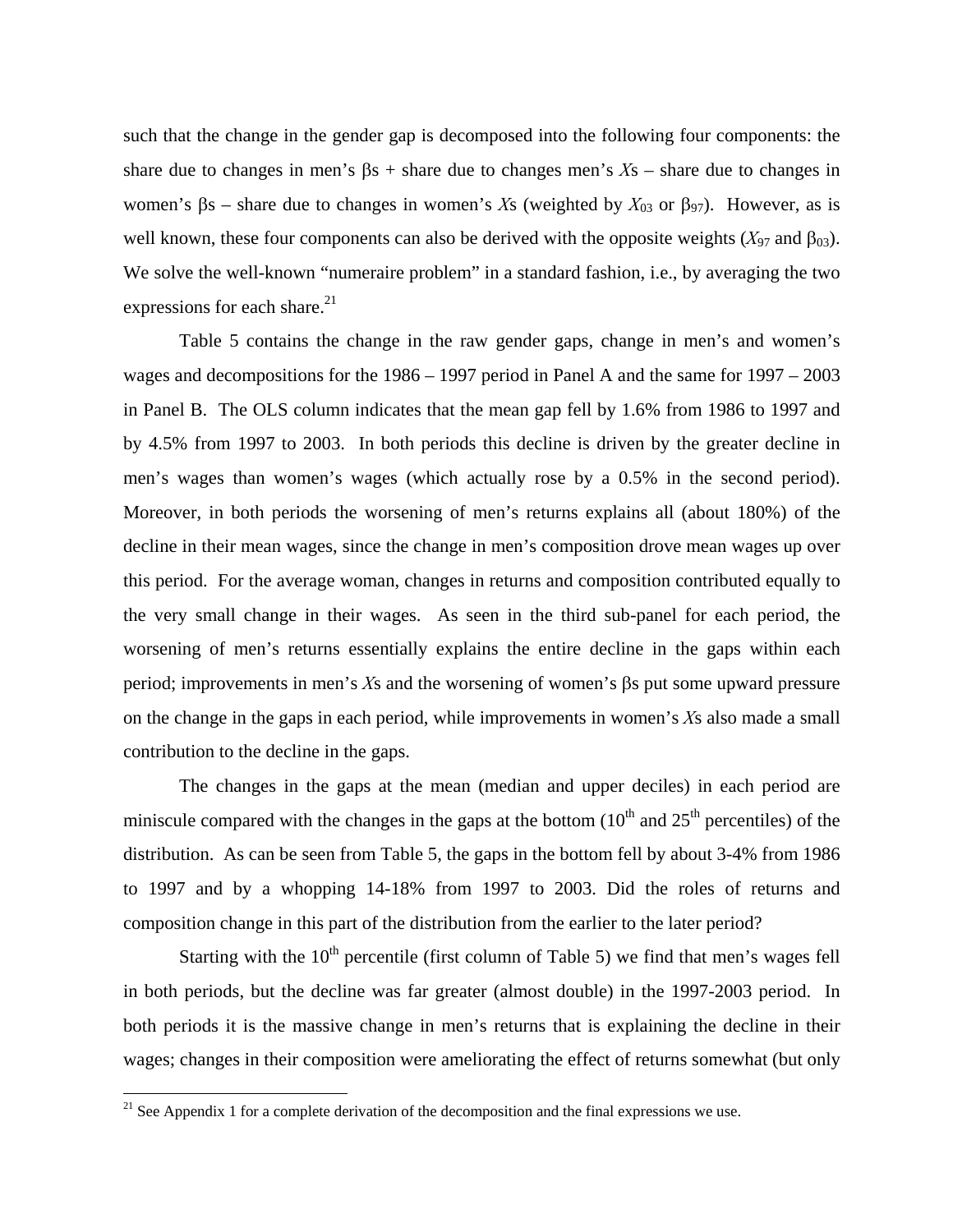such that the change in the gender gap is decomposed into the following four components: the share due to changes in men's βs + share due to changes men's *X*s – share due to changes in women's βs – share due to changes in women's *X*s (weighted by $X_{03}$ or $\beta_{97}$). However, as is well known, these four components can also be derived with the opposite weights ($X_{97}$ and $\beta_{03}$). We solve the well-known "numeraire problem" in a standard fashion, i.e., by averaging the two expressions for each share.[21]

Table 5 contains the change in the raw gender gaps, change in men's and women's wages and decompositions for the 1986 – 1997 period in Panel A and the same for 1997 – 2003 in Panel B. The OLS column indicates that the mean gap fell by 1.6% from 1986 to 1997 and by 4.5% from 1997 to 2003. In both periods this decline is driven by the greater decline in men's wages than women's wages (which actually rose by a 0.5% in the second period). Moreover, in both periods the worsening of men's returns explains all (about 180%) of the decline in their mean wages, since the change in men's composition drove mean wages up over this period. For the average woman, changes in returns and composition contributed equally to the very small change in their wages. As seen in the third sub-panel for each period, the worsening of men's returns essentially explains the entire decline in the gaps within each period; improvements in men's *X*s and the worsening of women's βs put some upward pressure on the change in the gaps in each period, while improvements in women's *X*s also made a small contribution to the decline in the gaps.

The changes in the gaps at the mean (median and upper deciles) in each period are miniscule compared with the changes in the gaps at the bottom (10th and 25th percentiles) of the distribution. As can be seen from Table 5, the gaps in the bottom fell by about 3-4% from 1986 to 1997 and by a whopping 14-18% from 1997 to 2003. Did the roles of returns and composition change in this part of the distribution from the earlier to the later period?

Starting with the 10th percentile (first column of Table 5) we find that men's wages fell in both periods, but the decline was far greater (almost double) in the 1997-2003 period. In both periods it is the massive change in men's returns that is explaining the decline in their wages; changes in their composition were ameliorating the effect of returns somewhat (but only

[21] See Appendix 1 for a complete derivation of the decomposition and the final expressions we use.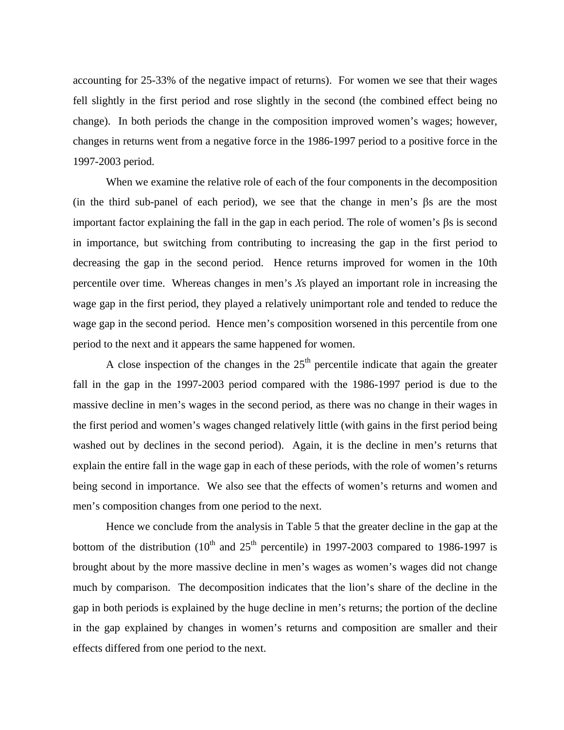accounting for 25-33% of the negative impact of returns). For women we see that their wages fell slightly in the first period and rose slightly in the second (the combined effect being no change). In both periods the change in the composition improved women's wages; however, changes in returns went from a negative force in the 1986-1997 period to a positive force in the 1997-2003 period.

When we examine the relative role of each of the four components in the decomposition (in the third sub-panel of each period), we see that the change in men's $\beta$s are the most important factor explaining the fall in the gap in each period. The role of women's $\beta$s is second in importance, but switching from contributing to increasing the gap in the first period to decreasing the gap in the second period. Hence returns improved for women in the 10th percentile over time. Whereas changes in men's $X$s played an important role in increasing the wage gap in the first period, they played a relatively unimportant role and tended to reduce the wage gap in the second period. Hence men's composition worsened in this percentile from one period to the next and it appears the same happened for women.

A close inspection of the changes in the 25th percentile indicate that again the greater fall in the gap in the 1997-2003 period compared with the 1986-1997 period is due to the massive decline in men's wages in the second period, as there was no change in their wages in the first period and women's wages changed relatively little (with gains in the first period being washed out by declines in the second period). Again, it is the decline in men's returns that explain the entire fall in the wage gap in each of these periods, with the role of women's returns being second in importance. We also see that the effects of women's returns and women and men's composition changes from one period to the next.

Hence we conclude from the analysis in Table 5 that the greater decline in the gap at the bottom of the distribution (10th and 25th percentile) in 1997-2003 compared to 1986-1997 is brought about by the more massive decline in men's wages as women's wages did not change much by comparison. The decomposition indicates that the lion's share of the decline in the gap in both periods is explained by the huge decline in men's returns; the portion of the decline in the gap explained by changes in women's returns and composition are smaller and their effects differed from one period to the next.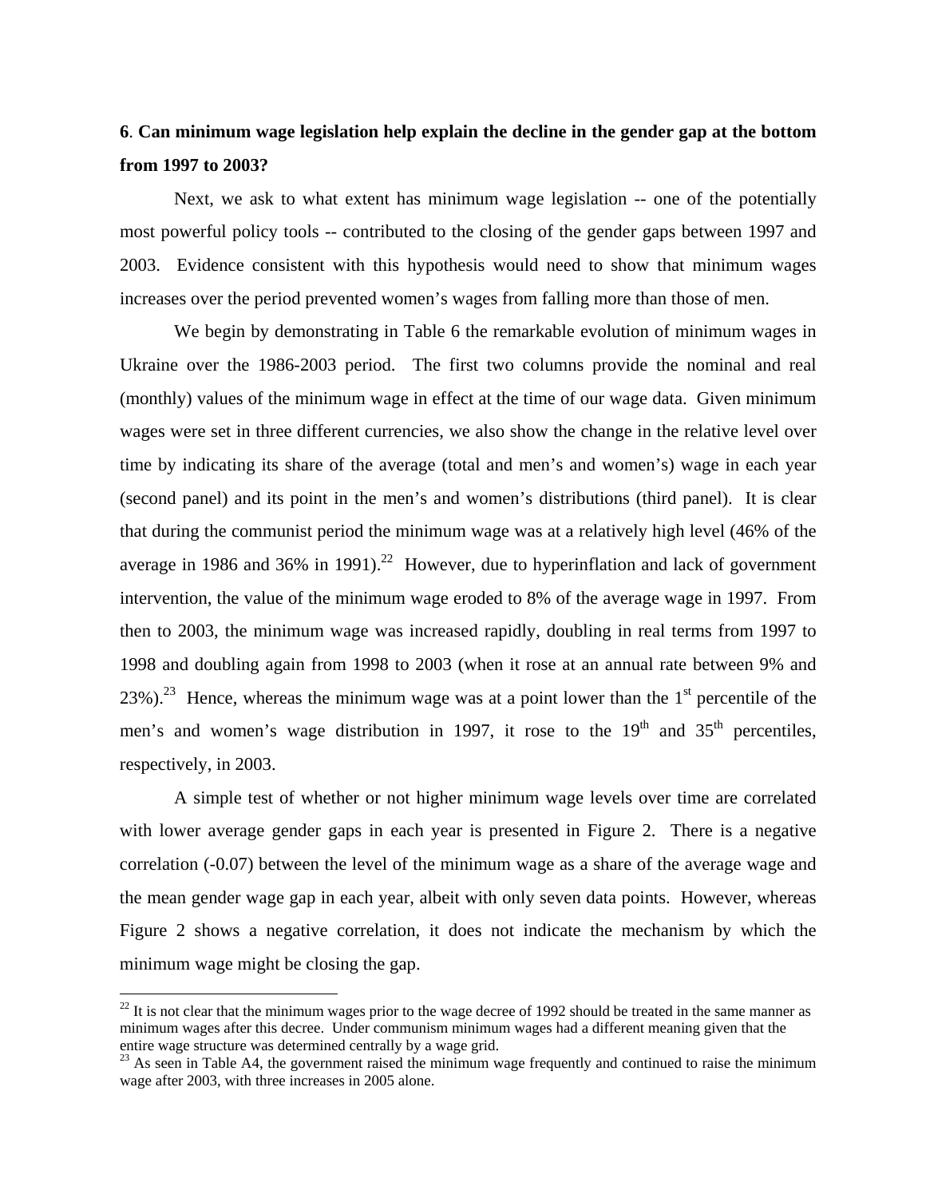## 6. Can minimum wage legislation help explain the decline in the gender gap at the bottom from 1997 to 2003?

Next, we ask to what extent has minimum wage legislation -- one of the potentially most powerful policy tools -- contributed to the closing of the gender gaps between 1997 and 2003. Evidence consistent with this hypothesis would need to show that minimum wages increases over the period prevented women's wages from falling more than those of men.

We begin by demonstrating in Table 6 the remarkable evolution of minimum wages in Ukraine over the 1986-2003 period. The first two columns provide the nominal and real (monthly) values of the minimum wage in effect at the time of our wage data. Given minimum wages were set in three different currencies, we also show the change in the relative level over time by indicating its share of the average (total and men's and women's) wage in each year (second panel) and its point in the men's and women's distributions (third panel). It is clear that during the communist period the minimum wage was at a relatively high level (46% of the average in 1986 and 36% in 1991).[22] However, due to hyperinflation and lack of government intervention, the value of the minimum wage eroded to 8% of the average wage in 1997. From then to 2003, the minimum wage was increased rapidly, doubling in real terms from 1997 to 1998 and doubling again from 1998 to 2003 (when it rose at an annual rate between 9% and 23%).[23] Hence, whereas the minimum wage was at a point lower than the 1st percentile of the men's and women's wage distribution in 1997, it rose to the 19th and 35th percentiles, respectively, in 2003.

A simple test of whether or not higher minimum wage levels over time are correlated with lower average gender gaps in each year is presented in Figure 2. There is a negative correlation (-0.07) between the level of the minimum wage as a share of the average wage and the mean gender wage gap in each year, albeit with only seven data points. However, whereas Figure 2 shows a negative correlation, it does not indicate the mechanism by which the minimum wage might be closing the gap.

---

[22] It is not clear that the minimum wages prior to the wage decree of 1992 should be treated in the same manner as minimum wages after this decree. Under communism minimum wages had a different meaning given that the entire wage structure was determined centrally by a wage grid.

[23] As seen in Table A4, the government raised the minimum wage frequently and continued to raise the minimum wage after 2003, with three increases in 2005 alone.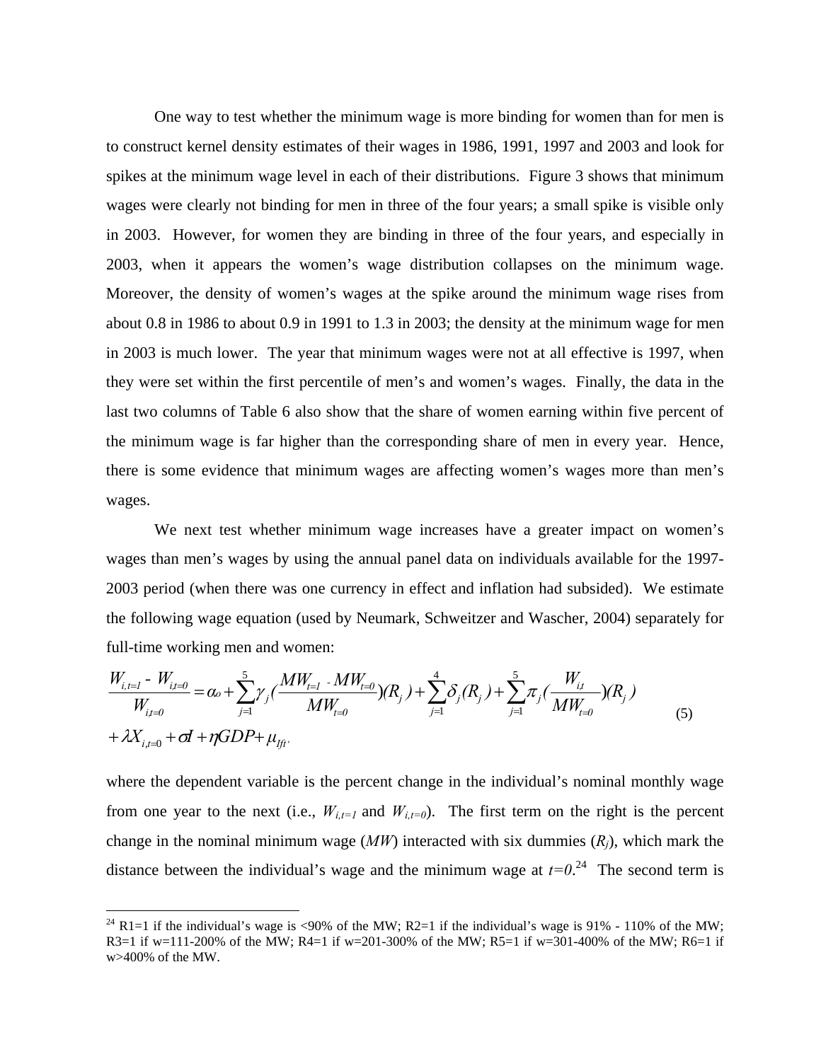One way to test whether the minimum wage is more binding for women than for men is to construct kernel density estimates of their wages in 1986, 1991, 1997 and 2003 and look for spikes at the minimum wage level in each of their distributions. Figure 3 shows that minimum wages were clearly not binding for men in three of the four years; a small spike is visible only in 2003. However, for women they are binding in three of the four years, and especially in 2003, when it appears the women's wage distribution collapses on the minimum wage. Moreover, the density of women's wages at the spike around the minimum wage rises from about 0.8 in 1986 to about 0.9 in 1991 to 1.3 in 2003; the density at the minimum wage for men in 2003 is much lower. The year that minimum wages were not at all effective is 1997, when they were set within the first percentile of men's and women's wages. Finally, the data in the last two columns of Table 6 also show that the share of women earning within five percent of the minimum wage is far higher than the corresponding share of men in every year. Hence, there is some evidence that minimum wages are affecting women's wages more than men's wages.

We next test whether minimum wage increases have a greater impact on women's wages than men's wages by using the annual panel data on individuals available for the 1997-2003 period (when there was one currency in effect and inflation had subsided). We estimate the following wage equation (used by Neumark, Schweitzer and Wascher, 2004) separately for full-time working men and women:

$$\frac{W_{i,t=1} - W_{i,t=0}}{W_{i,t=0}} = \alpha_o + \sum_{j=1}^{5} \gamma_j \left(\frac{MW_{t=1} - MW_{t=0}}{MW_{t=0}}\right)(R_j) + \sum_{j=1}^{4} \delta_j (R_j) + \sum_{j=1}^{5} \pi_j \left(\frac{W_{i,t}}{MW_{t=0}}\right)(R_j) + \lambda X_{i,t=0} + \sigma I + \eta GDP + \mu_{Ift}, \tag{5}$$

where the dependent variable is the percent change in the individual's nominal monthly wage from one year to the next (i.e., $W_{i,t=1}$ and $W_{i,t=0}$). The first term on the right is the percent change in the nominal minimum wage ($MW$) interacted with six dummies ($R_j$), which mark the distance between the individual's wage and the minimum wage at $t=0$.[24] The second term is

[24] R1=1 if the individual's wage is <90% of the MW; R2=1 if the individual's wage is 91% - 110% of the MW; R3=1 if w=111-200% of the MW; R4=1 if w=201-300% of the MW; R5=1 if w=301-400% of the MW; R6=1 if w>400% of the MW.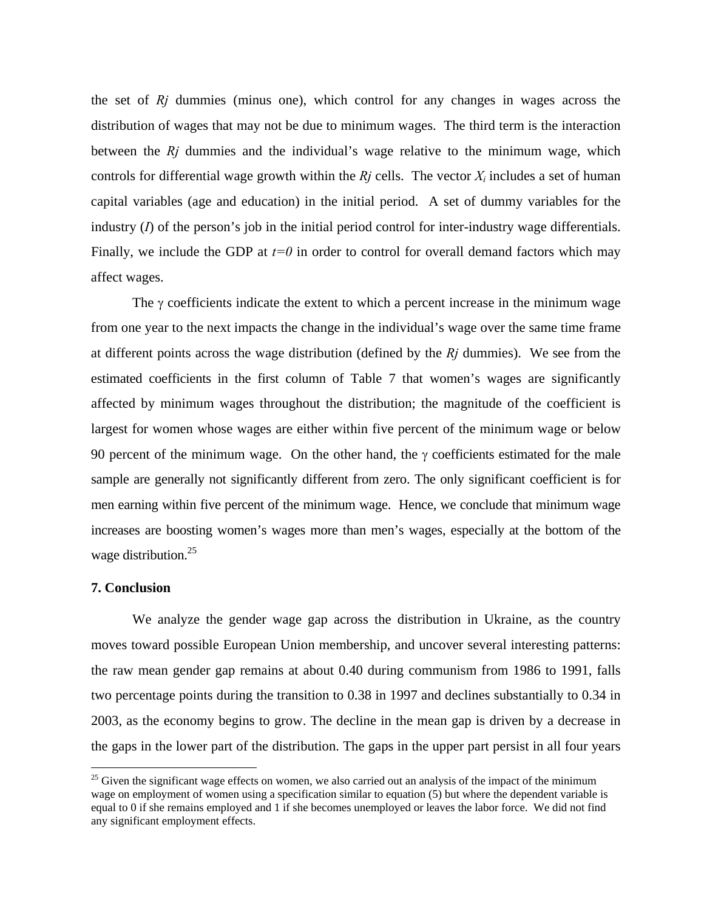the set of *Rj* dummies (minus one), which control for any changes in wages across the distribution of wages that may not be due to minimum wages. The third term is the interaction between the *Rj* dummies and the individual's wage relative to the minimum wage, which controls for differential wage growth within the *Rj* cells. The vector $X_i$ includes a set of human capital variables (age and education) in the initial period. A set of dummy variables for the industry (*I*) of the person's job in the initial period control for inter-industry wage differentials. Finally, we include the GDP at $t=0$ in order to control for overall demand factors which may affect wages.

The $\gamma$ coefficients indicate the extent to which a percent increase in the minimum wage from one year to the next impacts the change in the individual's wage over the same time frame at different points across the wage distribution (defined by the *Rj* dummies). We see from the estimated coefficients in the first column of Table 7 that women's wages are significantly affected by minimum wages throughout the distribution; the magnitude of the coefficient is largest for women whose wages are either within five percent of the minimum wage or below 90 percent of the minimum wage. On the other hand, the $\gamma$ coefficients estimated for the male sample are generally not significantly different from zero. The only significant coefficient is for men earning within five percent of the minimum wage. Hence, we conclude that minimum wage increases are boosting women's wages more than men's wages, especially at the bottom of the wage distribution.[25]

## 7. Conclusion

We analyze the gender wage gap across the distribution in Ukraine, as the country moves toward possible European Union membership, and uncover several interesting patterns: the raw mean gender gap remains at about 0.40 during communism from 1986 to 1991, falls two percentage points during the transition to 0.38 in 1997 and declines substantially to 0.34 in 2003, as the economy begins to grow. The decline in the mean gap is driven by a decrease in the gaps in the lower part of the distribution. The gaps in the upper part persist in all four years

[25] Given the significant wage effects on women, we also carried out an analysis of the impact of the minimum wage on employment of women using a specification similar to equation (5) but where the dependent variable is equal to 0 if she remains employed and 1 if she becomes unemployed or leaves the labor force. We did not find any significant employment effects.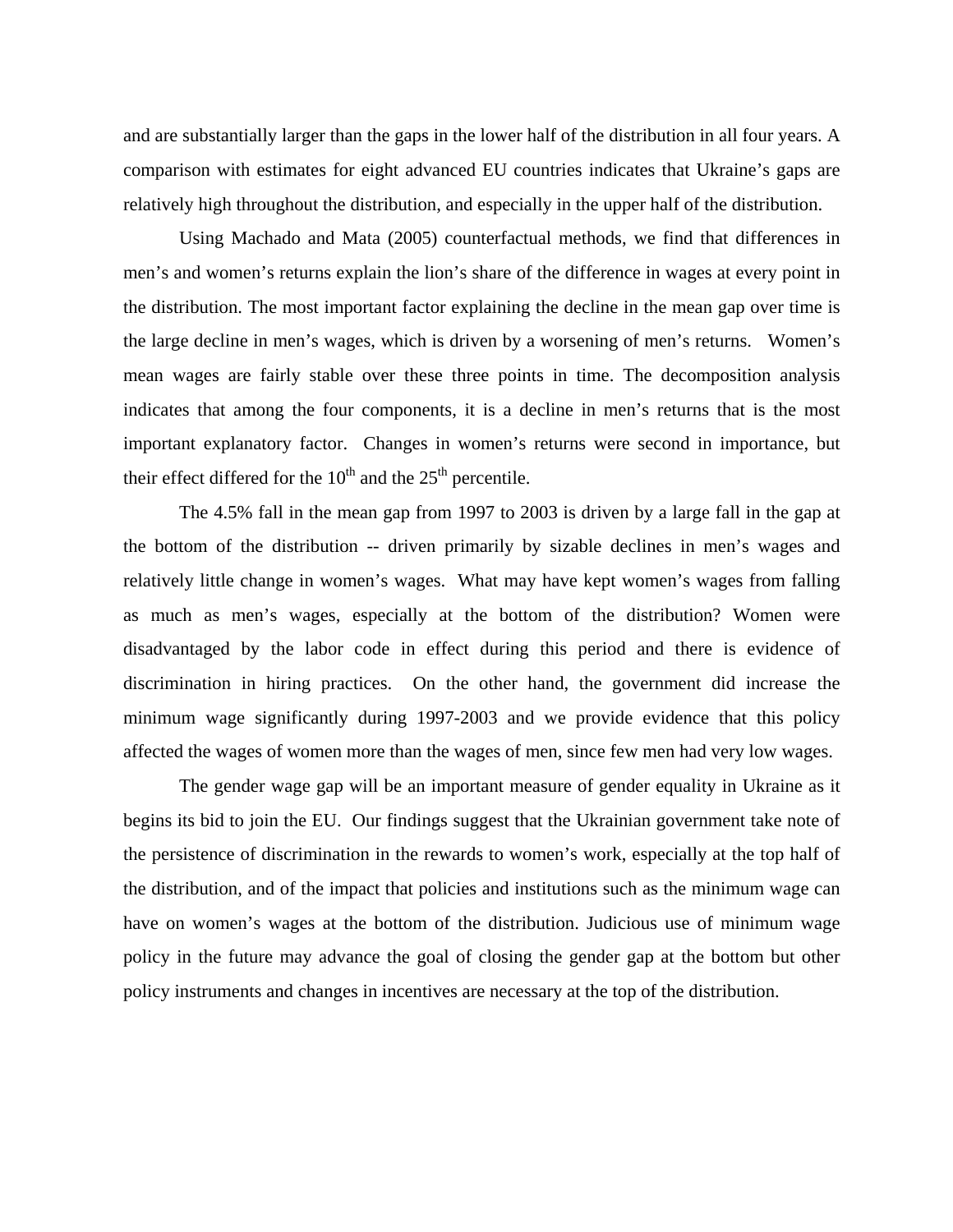and are substantially larger than the gaps in the lower half of the distribution in all four years. A comparison with estimates for eight advanced EU countries indicates that Ukraine's gaps are relatively high throughout the distribution, and especially in the upper half of the distribution.

Using Machado and Mata (2005) counterfactual methods, we find that differences in men's and women's returns explain the lion's share of the difference in wages at every point in the distribution. The most important factor explaining the decline in the mean gap over time is the large decline in men's wages, which is driven by a worsening of men's returns. Women's mean wages are fairly stable over these three points in time. The decomposition analysis indicates that among the four components, it is a decline in men's returns that is the most important explanatory factor. Changes in women's returns were second in importance, but their effect differed for the 10th and the 25th percentile.

The 4.5% fall in the mean gap from 1997 to 2003 is driven by a large fall in the gap at the bottom of the distribution -- driven primarily by sizable declines in men's wages and relatively little change in women's wages. What may have kept women's wages from falling as much as men's wages, especially at the bottom of the distribution? Women were disadvantaged by the labor code in effect during this period and there is evidence of discrimination in hiring practices. On the other hand, the government did increase the minimum wage significantly during 1997-2003 and we provide evidence that this policy affected the wages of women more than the wages of men, since few men had very low wages.

The gender wage gap will be an important measure of gender equality in Ukraine as it begins its bid to join the EU. Our findings suggest that the Ukrainian government take note of the persistence of discrimination in the rewards to women's work, especially at the top half of the distribution, and of the impact that policies and institutions such as the minimum wage can have on women's wages at the bottom of the distribution. Judicious use of minimum wage policy in the future may advance the goal of closing the gender gap at the bottom but other policy instruments and changes in incentives are necessary at the top of the distribution.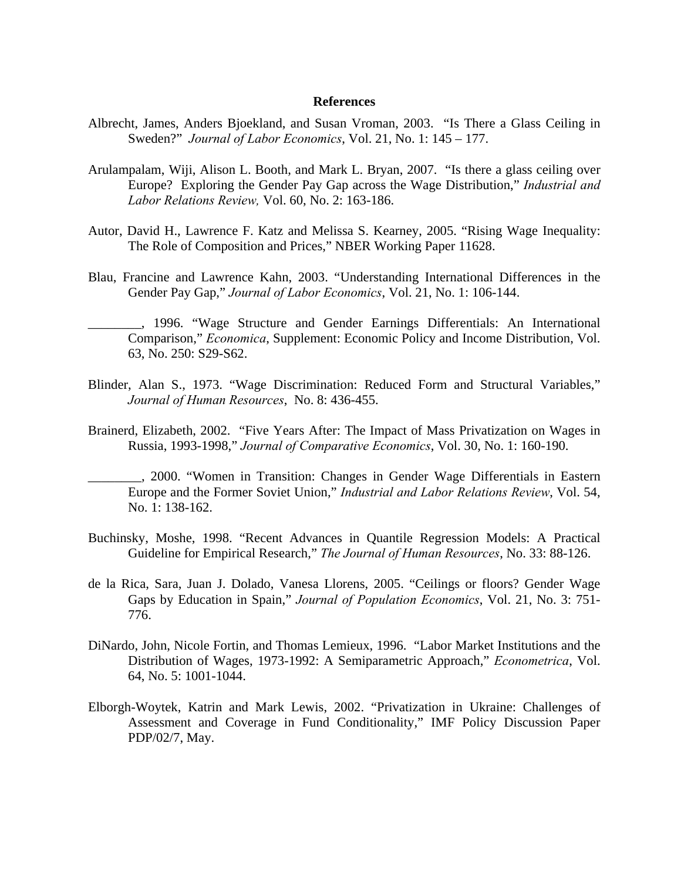## References

Albrecht, James, Anders Bjoekland, and Susan Vroman, 2003. "Is There a Glass Ceiling in Sweden?" *Journal of Labor Economics*, Vol. 21, No. 1: 145 – 177.

Arulampalam, Wiji, Alison L. Booth, and Mark L. Bryan, 2007. "Is there a glass ceiling over Europe? Exploring the Gender Pay Gap across the Wage Distribution," *Industrial and Labor Relations Review,* Vol. 60, No. 2: 163-186.

Autor, David H., Lawrence F. Katz and Melissa S. Kearney, 2005. "Rising Wage Inequality: The Role of Composition and Prices," NBER Working Paper 11628.

Blau, Francine and Lawrence Kahn, 2003. "Understanding International Differences in the Gender Pay Gap," *Journal of Labor Economics*, Vol. 21, No. 1: 106-144.

________, 1996. "Wage Structure and Gender Earnings Differentials: An International Comparison," *Economica*, Supplement: Economic Policy and Income Distribution, Vol. 63, No. 250: S29-S62.

Blinder, Alan S., 1973. "Wage Discrimination: Reduced Form and Structural Variables," *Journal of Human Resources*, No. 8: 436-455.

Brainerd, Elizabeth, 2002. "Five Years After: The Impact of Mass Privatization on Wages in Russia, 1993-1998," *Journal of Comparative Economics*, Vol. 30, No. 1: 160-190.

________, 2000. "Women in Transition: Changes in Gender Wage Differentials in Eastern Europe and the Former Soviet Union," *Industrial and Labor Relations Review*, Vol. 54, No. 1: 138-162.

Buchinsky, Moshe, 1998. "Recent Advances in Quantile Regression Models: A Practical Guideline for Empirical Research," *The Journal of Human Resources*, No. 33: 88-126.

de la Rica, Sara, Juan J. Dolado, Vanesa Llorens, 2005. "Ceilings or floors? Gender Wage Gaps by Education in Spain," *Journal of Population Economics*, Vol. 21, No. 3: 751-776.

DiNardo, John, Nicole Fortin, and Thomas Lemieux, 1996. "Labor Market Institutions and the Distribution of Wages, 1973-1992: A Semiparametric Approach," *Econometrica*, Vol. 64, No. 5: 1001-1044.

Elborgh-Woytek, Katrin and Mark Lewis, 2002. "Privatization in Ukraine: Challenges of Assessment and Coverage in Fund Conditionality," IMF Policy Discussion Paper PDP/02/7, May.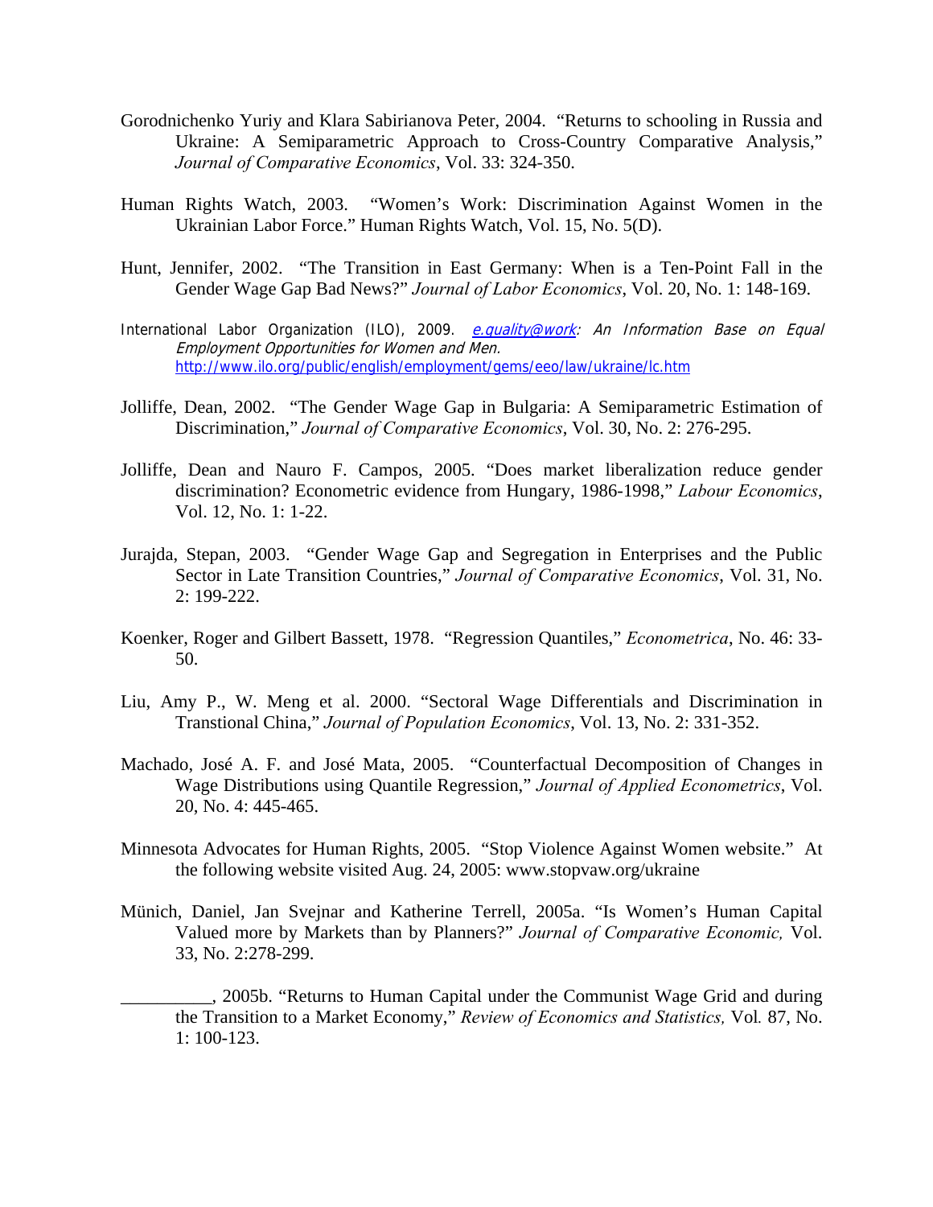Gorodnichenko Yuriy and Klara Sabirianova Peter, 2004. "Returns to schooling in Russia and Ukraine: A Semiparametric Approach to Cross-Country Comparative Analysis," *Journal of Comparative Economics*, Vol. 33: 324-350.

Human Rights Watch, 2003. "Women's Work: Discrimination Against Women in the Ukrainian Labor Force." Human Rights Watch, Vol. 15, No. 5(D).

Hunt, Jennifer, 2002. "The Transition in East Germany: When is a Ten-Point Fall in the Gender Wage Gap Bad News?" *Journal of Labor Economics*, Vol. 20, No. 1: 148-169.

International Labor Organization (ILO), 2009. *e.quality@work: An Information Base on Equal Employment Opportunities for Women and Men.* http://www.ilo.org/public/english/employment/gems/eeo/law/ukraine/lc.htm

Jolliffe, Dean, 2002. "The Gender Wage Gap in Bulgaria: A Semiparametric Estimation of Discrimination," *Journal of Comparative Economics*, Vol. 30, No. 2: 276-295.

Jolliffe, Dean and Nauro F. Campos, 2005. "Does market liberalization reduce gender discrimination? Econometric evidence from Hungary, 1986-1998," *Labour Economics*, Vol. 12, No. 1: 1-22.

Jurajda, Stepan, 2003. "Gender Wage Gap and Segregation in Enterprises and the Public Sector in Late Transition Countries," *Journal of Comparative Economics*, Vol. 31, No. 2: 199-222.

Koenker, Roger and Gilbert Bassett, 1978. "Regression Quantiles," *Econometrica*, No. 46: 33-50.

Liu, Amy P., W. Meng et al. 2000. "Sectoral Wage Differentials and Discrimination in Transtional China," *Journal of Population Economics*, Vol. 13, No. 2: 331-352.

Machado, José A. F. and José Mata, 2005. "Counterfactual Decomposition of Changes in Wage Distributions using Quantile Regression," *Journal of Applied Econometrics*, Vol. 20, No. 4: 445-465.

Minnesota Advocates for Human Rights, 2005. "Stop Violence Against Women website." At the following website visited Aug. 24, 2005: www.stopvaw.org/ukraine

Münich, Daniel, Jan Svejnar and Katherine Terrell, 2005a. "Is Women's Human Capital Valued more by Markets than by Planners?" *Journal of Comparative Economic,* Vol. 33, No. 2:278-299.

__________, 2005b. "Returns to Human Capital under the Communist Wage Grid and during the Transition to a Market Economy," *Review of Economics and Statistics,* Vol*.* 87, No. 1: 100-123.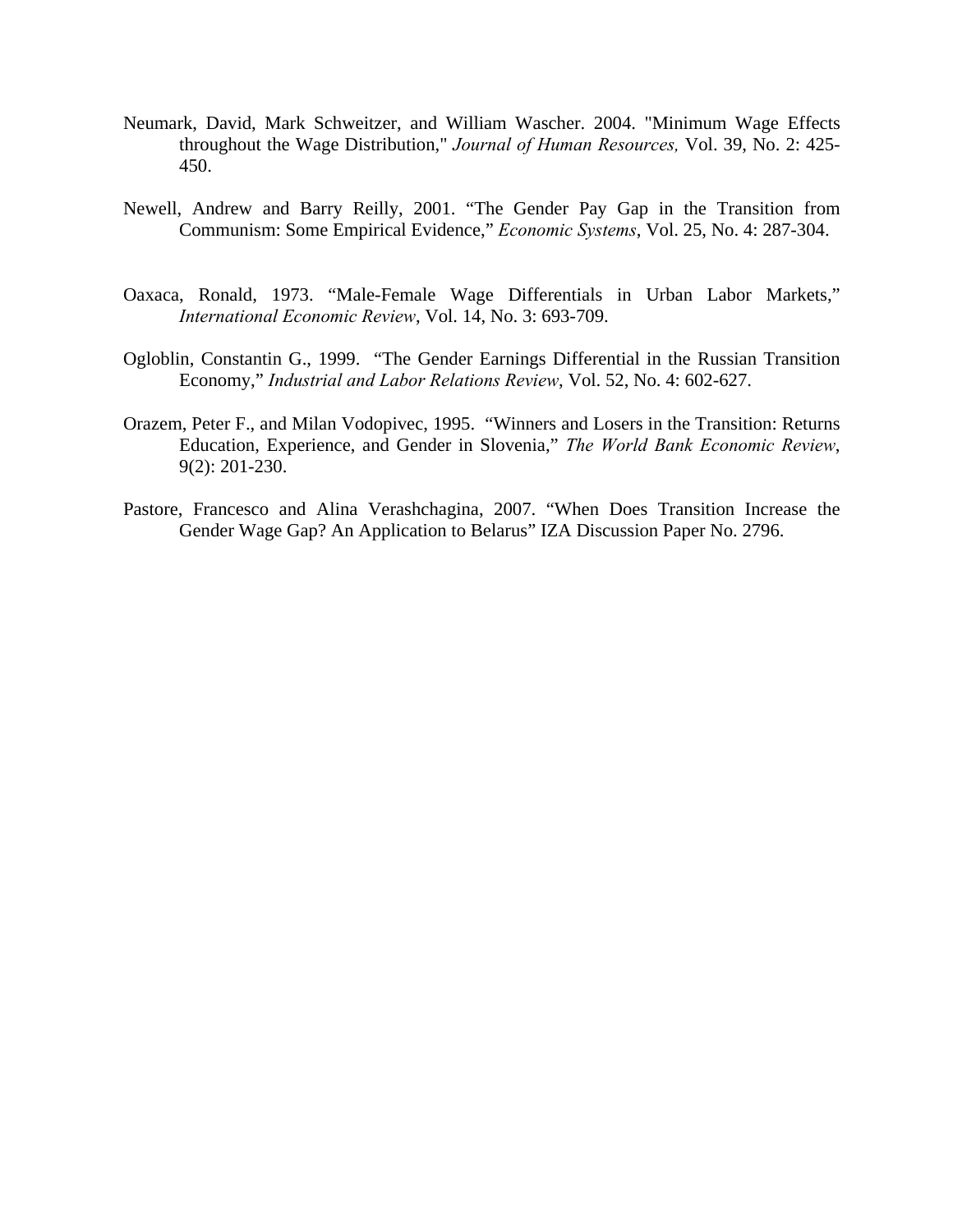Neumark, David, Mark Schweitzer, and William Wascher. 2004. "Minimum Wage Effects throughout the Wage Distribution," *Journal of Human Resources,* Vol. 39, No. 2: 425-450.

Newell, Andrew and Barry Reilly, 2001. "The Gender Pay Gap in the Transition from Communism: Some Empirical Evidence," *Economic Systems*, Vol. 25, No. 4: 287-304.

Oaxaca, Ronald, 1973. "Male-Female Wage Differentials in Urban Labor Markets," *International Economic Review*, Vol. 14, No. 3: 693-709.

Ogloblin, Constantin G., 1999. "The Gender Earnings Differential in the Russian Transition Economy," *Industrial and Labor Relations Review*, Vol. 52, No. 4: 602-627.

Orazem, Peter F., and Milan Vodopivec, 1995. "Winners and Losers in the Transition: Returns Education, Experience, and Gender in Slovenia," *The World Bank Economic Review*, 9(2): 201-230.

Pastore, Francesco and Alina Verashchagina, 2007. "When Does Transition Increase the Gender Wage Gap? An Application to Belarus" IZA Discussion Paper No. 2796.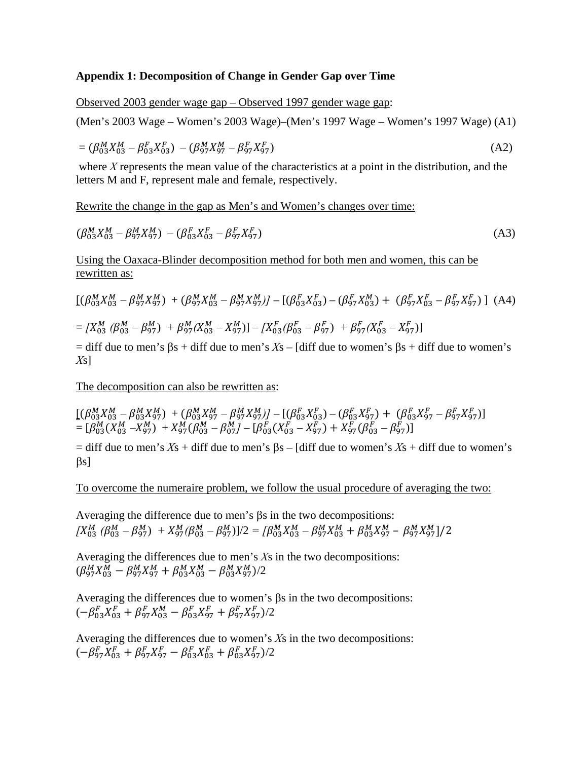**Appendix 1: Decomposition of Change in Gender Gap over Time**

Observed 2003 gender wage gap – Observed 1997 gender wage gap:

(Men's 2003 Wage – Women's 2003 Wage)–(Men's 1997 Wage – Women's 1997 Wage) (A1)

$$= (\beta^M_{03}X^M_{03} - \beta^F_{03}X^F_{03}) - (\beta^M_{97}X^M_{97} - \beta^F_{97}X^F_{97}) \tag{A2}$$

where *X* represents the mean value of the characteristics at a point in the distribution, and the letters M and F, represent male and female, respectively.

Rewrite the change in the gap as Men's and Women's changes over time:

$$(\beta^M_{03}X^M_{03} - \beta^M_{97}X^M_{97}) - (\beta^F_{03}X^F_{03} - \beta^F_{97}X^F_{97}) \tag{A3}$$

Using the Oaxaca-Blinder decomposition method for both men and women, this can be rewritten as:

$$[(\beta^M_{03}X^M_{03} - \beta^M_{97}X^M_{97}) + (\beta^M_{97}X^M_{03} - \beta^M_{97}X^M_{97})] - [(\beta^F_{03}X^F_{03}) - (\beta^F_{97}X^M_{03}) + (\beta^F_{97}X^F_{03} - \beta^F_{97}X^F_{97})] \tag{A4}$$

$$= [X^M_{03}(\beta^M_{03} - \beta^M_{97}) + \beta^M_{97}(X^M_{03} - X^M_{97})] - [X^F_{03}(\beta^F_{03} - \beta^F_{97}) + \beta^F_{97}(X^F_{03} - X^F_{97})]$$

= diff due to men's βs + diff due to men's *X*s – [diff due to women's βs + diff due to women's *X*s]

The decomposition can also be rewritten as:

$$[(\beta^M_{03}X^M_{03} - \beta^M_{03}X^M_{97}) + (\beta^M_{03}X^M_{97} - \beta^M_{97}X^M_{97})] - [(\beta^F_{03}X^F_{03}) - (\beta^F_{03}X^F_{97}) + (\beta^F_{03}X^F_{97} - \beta^F_{97}X^F_{97})]$$
$$= [\beta^M_{03}(X^M_{03} - X^M_{97}) + X^M_{97}(\beta^M_{03} - \beta^M_{07})] - [\beta^F_{03}(X^F_{03} - X^F_{97}) + X^F_{97}(\beta^F_{03} - \beta^F_{97})]$$

= diff due to men's *X*s + diff due to men's βs – [diff due to women's *X*s + diff due to women's βs]

To overcome the numeraire problem, we follow the usual procedure of averaging the two:

Averaging the difference due to men's βs in the two decompositions:
$[X^M_{03}(\beta^M_{03} - \beta^M_{97}) + X^M_{97}(\beta^M_{03} - \beta^M_{97})]/2 = [\beta^M_{03}X^M_{03} - \beta^M_{97}X^M_{03} + \beta^M_{03}X^M_{97} - \beta^M_{97}X^M_{97}]/2$

Averaging the differences due to men's *X*s in the two decompositions:
$(\beta^M_{97}X^M_{03} - \beta^M_{97}X^M_{97} + \beta^M_{03}X^M_{03} - \beta^M_{03}X^M_{97})/2$

Averaging the differences due to women's βs in the two decompositions:
$(-\beta^F_{03}X^F_{03} + \beta^F_{97}X^M_{03} - \beta^F_{03}X^F_{97} + \beta^F_{97}X^F_{97})/2$

Averaging the differences due to women's *X*s in the two decompositions:
$(-\beta^F_{97}X^F_{03} + \beta^F_{97}X^F_{97} - \beta^F_{03}X^F_{03} + \beta^F_{03}X^F_{97})/2$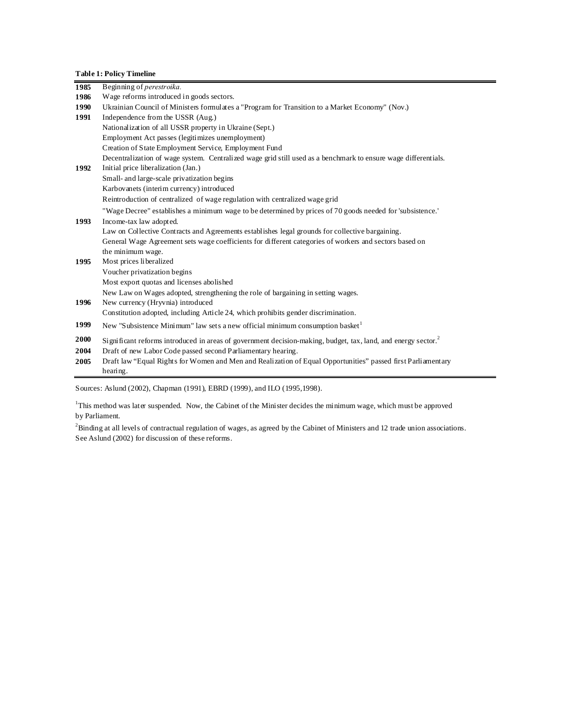**Table 1: Policy Timeline**

| | |
|---|---|
| **1985** | Beginning of *perestroika*. |
| **1986** | Wage reforms introduced in goods sectors. |
| **1990** | Ukrainian Council of Ministers formulates a "Program for Transition to a Market Economy" (Nov.) |
| **1991** | Independence from the USSR (Aug.) |
| | Nationalization of all USSR property in Ukraine (Sept.) |
| | Employment Act passes (legitimizes unemployment) |
| | Creation of State Employment Service, Employment Fund |
| | Decentralization of wage system. Centralized wage grid still used as a benchmark to ensure wage differentials. |
| **1992** | Initial price liberalization (Jan.) |
| | Small- and large-scale privatization begins |
| | Karbovanets (interim currency) introduced |
| | Reintroduction of centralized of wage regulation with centralized wage grid |
| | "Wage Decree" establishes a minimum wage to be determined by prices of 70 goods needed for 'subsistence.' |
| **1993** | Income-tax law adopted. |
| | Law on Collective Contracts and Agreements establishes legal grounds for collective bargaining. |
| | General Wage Agreement sets wage coefficients for different categories of workers and sectors based on the minimum wage. |
| **1995** | Most prices liberalized |
| | Voucher privatization begins |
| | Most export quotas and licenses abolished |
| | New Law on Wages adopted, strengthening the role of bargaining in setting wages. |
| **1996** | New currency (Hryvnia) introduced |
| | Constitution adopted, including Article 24, which prohibits gender discrimination. |
| **1999** | New "Subsistence Minimum" law sets a new official minimum consumption basket[1] |
| **2000** | Significant reforms introduced in areas of government decision-making, budget, tax, land, and energy sector.[2] |
| **2004** | Draft of new Labor Code passed second Parliamentary hearing. |
| **2005** | Draft law "Equal Rights for Women and Men and Realization of Equal Opportunities" passed first Parliamentary hearing. |

Sources: Aslund (2002), Chapman (1991), EBRD (1999), and ILO (1995,1998).

[1]This method was later suspended. Now, the Cabinet of the Minister decides the minimum wage, which must be approved by Parliament.

[2]Binding at all levels of contractual regulation of wages, as agreed by the Cabinet of Ministers and 12 trade union associations. See Aslund (2002) for discussion of these reforms.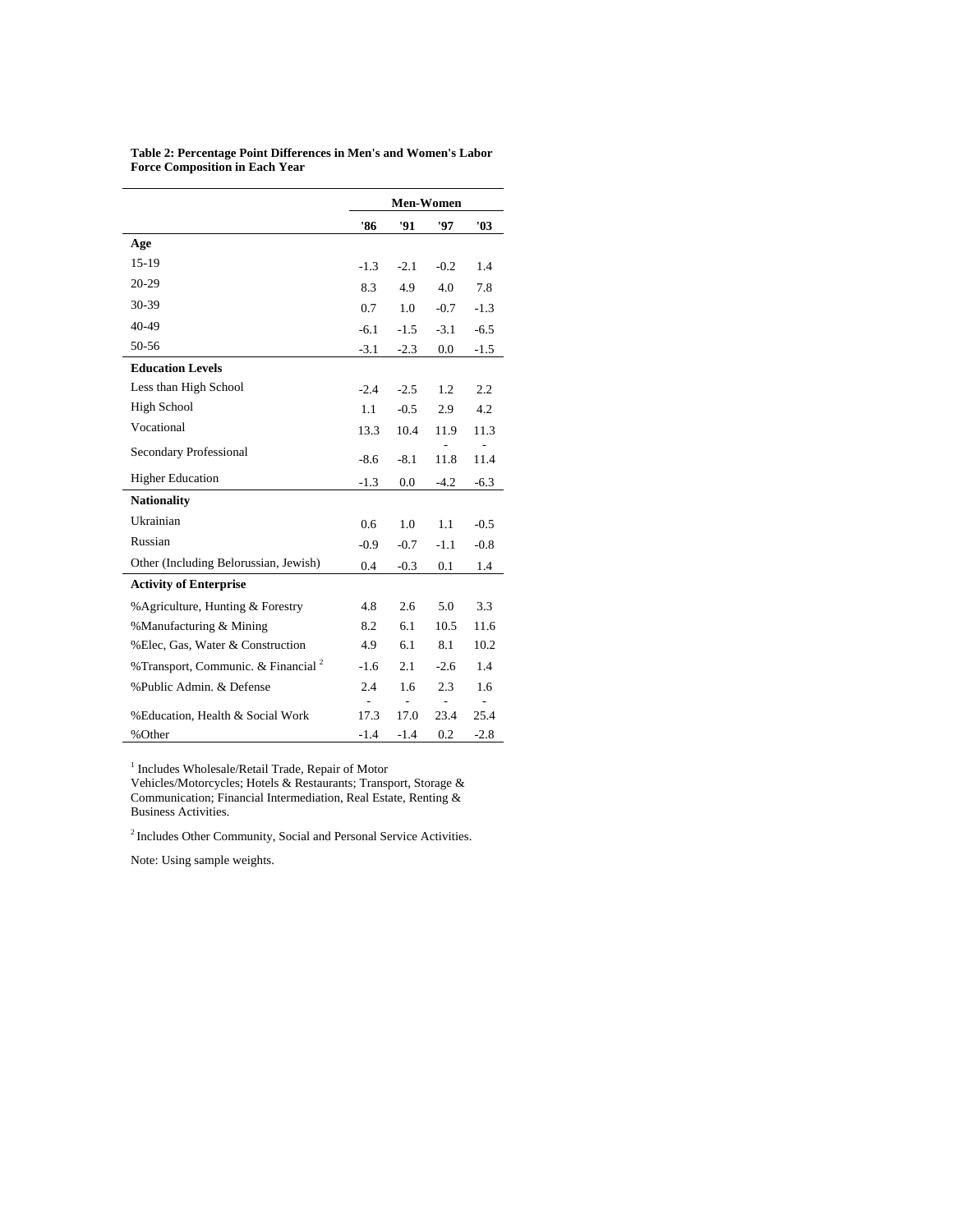**Table 2: Percentage Point Differences in Men's and Women's Labor Force Composition in Each Year**

| | Men-Women | | | |
|---|---|---|---|---|
| | '86 | '91 | '97 | '03 |
| **Age** | | | | |
| 15-19 | -1.3 | -2.1 | -0.2 | 1.4 |
| 20-29 | 8.3 | 4.9 | 4.0 | 7.8 |
| 30-39 | 0.7 | 1.0 | -0.7 | -1.3 |
| 40-49 | -6.1 | -1.5 | -3.1 | -6.5 |
| 50-56 | -3.1 | -2.3 | 0.0 | -1.5 |
| **Education Levels** | | | | |
| Less than High School | -2.4 | -2.5 | 1.2 | 2.2 |
| High School | 1.1 | -0.5 | 2.9 | 4.2 |
| Vocational | 13.3 | 10.4 | 11.9 | 11.3 |
| Secondary Professional | -8.6 | -8.1 | -11.8 | -11.4 |
| Higher Education | -1.3 | 0.0 | -4.2 | -6.3 |
| **Nationality** | | | | |
| Ukrainian | 0.6 | 1.0 | 1.1 | -0.5 |
| Russian | -0.9 | -0.7 | -1.1 | -0.8 |
| Other (Including Belorussian, Jewish) | 0.4 | -0.3 | 0.1 | 1.4 |
| **Activity of Enterprise** | | | | |
| %Agriculture, Hunting & Forestry | 4.8 | 2.6 | 5.0 | 3.3 |
| %Manufacturing & Mining | 8.2 | 6.1 | 10.5 | 11.6 |
| %Elec, Gas, Water & Construction | 4.9 | 6.1 | 8.1 | 10.2 |
| %Transport, Communic. & Financial [2] | -1.6 | 2.1 | -2.6 | 1.4 |
| %Public Admin. & Defense | 2.4 | 1.6 | 2.3 | 1.6 |
| %Education, Health & Social Work | -17.3 | -17.0 | -23.4 | -25.4 |
| %Other | -1.4 | -1.4 | 0.2 | -2.8 |

[1] Includes Wholesale/Retail Trade, Repair of Motor Vehicles/Motorcycles; Hotels & Restaurants; Transport, Storage & Communication; Financial Intermediation, Real Estate, Renting & Business Activities.

[2] Includes Other Community, Social and Personal Service Activities.

Note: Using sample weights.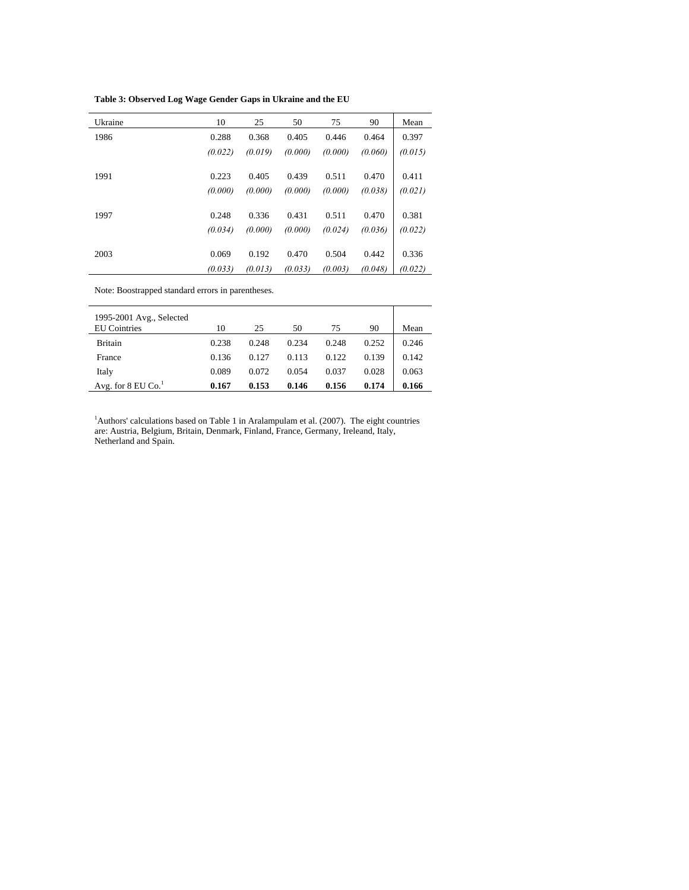**Table 3: Observed Log Wage Gender Gaps in Ukraine and the EU**

| Ukraine | 10 | 25 | 50 | 75 | 90 | Mean |
|---|---|---|---|---|---|---|
| 1986 | 0.288 | 0.368 | 0.405 | 0.446 | 0.464 | 0.397 |
| | *(0.022)* | *(0.019)* | *(0.000)* | *(0.000)* | *(0.060)* | *(0.015)* |
| 1991 | 0.223 | 0.405 | 0.439 | 0.511 | 0.470 | 0.411 |
| | *(0.000)* | *(0.000)* | *(0.000)* | *(0.000)* | *(0.038)* | *(0.021)* |
| 1997 | 0.248 | 0.336 | 0.431 | 0.511 | 0.470 | 0.381 |
| | *(0.034)* | *(0.000)* | *(0.000)* | *(0.024)* | *(0.036)* | *(0.022)* |
| 2003 | 0.069 | 0.192 | 0.470 | 0.504 | 0.442 | 0.336 |
| | *(0.033)* | *(0.013)* | *(0.033)* | *(0.003)* | *(0.048)* | *(0.022)* |

Note: Boostrapped standard errors in parentheses.

| 1995-2001 Avg., Selected EU Cointries | 10 | 25 | 50 | 75 | 90 | Mean |
|---|---|---|---|---|---|---|
| Britain | 0.238 | 0.248 | 0.234 | 0.248 | 0.252 | 0.246 |
| France | 0.136 | 0.127 | 0.113 | 0.122 | 0.139 | 0.142 |
| Italy | 0.089 | 0.072 | 0.054 | 0.037 | 0.028 | 0.063 |
| Avg. for 8 EU Co.[1] | **0.167** | **0.153** | **0.146** | **0.156** | **0.174** | **0.166** |

[1]Authors' calculations based on Table 1 in Aralampulam et al. (2007). The eight countries are: Austria, Belgium, Britain, Denmark, Finland, France, Germany, Ireleand, Italy, Netherland and Spain.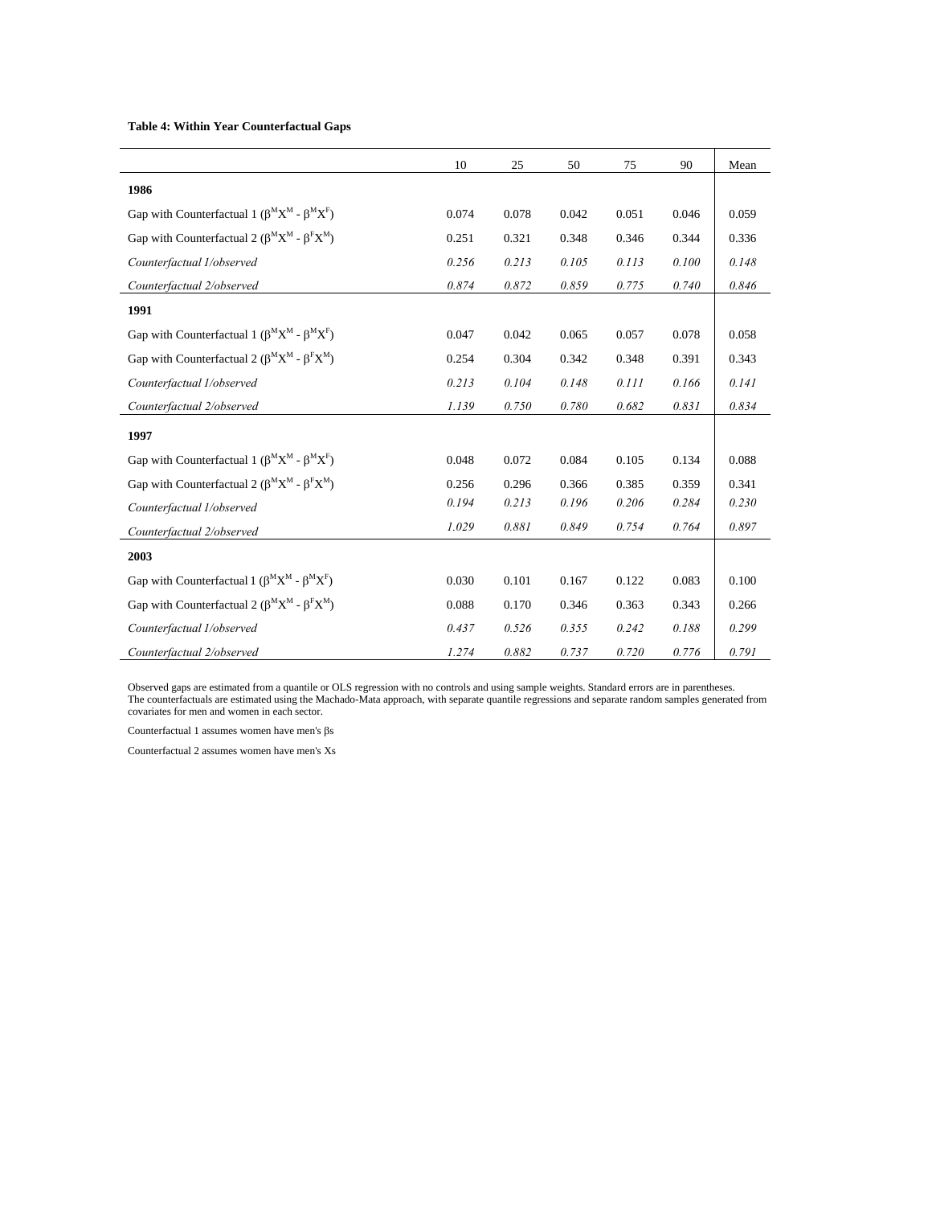**Table 4: Within Year Counterfactual Gaps**

| | 10 | 25 | 50 | 75 | 90 | Mean |
|---|---|---|---|---|---|---|
| **1986** | | | | | | |
| Gap with Counterfactual 1 ($\beta^M X^M$ - $\beta^M X^F$) | 0.074 | 0.078 | 0.042 | 0.051 | 0.046 | 0.059 |
| Gap with Counterfactual 2 ($\beta^M X^M$ - $\beta^F X^M$) | 0.251 | 0.321 | 0.348 | 0.346 | 0.344 | 0.336 |
| *Counterfactual 1/observed* | *0.256* | *0.213* | *0.105* | *0.113* | *0.100* | *0.148* |
| *Counterfactual 2/observed* | *0.874* | *0.872* | *0.859* | *0.775* | *0.740* | *0.846* |
| **1991** | | | | | | |
| Gap with Counterfactual 1 ($\beta^M X^M$ - $\beta^M X^F$) | 0.047 | 0.042 | 0.065 | 0.057 | 0.078 | 0.058 |
| Gap with Counterfactual 2 ($\beta^M X^M$ - $\beta^F X^M$) | 0.254 | 0.304 | 0.342 | 0.348 | 0.391 | 0.343 |
| *Counterfactual 1/observed* | *0.213* | *0.104* | *0.148* | *0.111* | *0.166* | *0.141* |
| *Counterfactual 2/observed* | *1.139* | *0.750* | *0.780* | *0.682* | *0.831* | *0.834* |
| **1997** | | | | | | |
| Gap with Counterfactual 1 ($\beta^M X^M$ - $\beta^M X^F$) | 0.048 | 0.072 | 0.084 | 0.105 | 0.134 | 0.088 |
| Gap with Counterfactual 2 ($\beta^M X^M$ - $\beta^F X^M$) | 0.256 | 0.296 | 0.366 | 0.385 | 0.359 | 0.341 |
| *Counterfactual 1/observed* | *0.194* | *0.213* | *0.196* | *0.206* | *0.284* | *0.230* |
| *Counterfactual 2/observed* | *1.029* | *0.881* | *0.849* | *0.754* | *0.764* | *0.897* |
| **2003** | | | | | | |
| Gap with Counterfactual 1 ($\beta^M X^M$ - $\beta^M X^F$) | 0.030 | 0.101 | 0.167 | 0.122 | 0.083 | 0.100 |
| Gap with Counterfactual 2 ($\beta^M X^M$ - $\beta^F X^M$) | 0.088 | 0.170 | 0.346 | 0.363 | 0.343 | 0.266 |
| *Counterfactual 1/observed* | *0.437* | *0.526* | *0.355* | *0.242* | *0.188* | *0.299* |
| *Counterfactual 2/observed* | *1.274* | *0.882* | *0.737* | *0.720* | *0.776* | *0.791* |

Observed gaps are estimated from a quantile or OLS regression with no controls and using sample weights. Standard errors are in parentheses. The counterfactuals are estimated using the Machado-Mata approach, with separate quantile regressions and separate random samples generated from covariates for men and women in each sector.

Counterfactual 1 assumes women have men's $\beta$s

Counterfactual 2 assumes women have men's Xs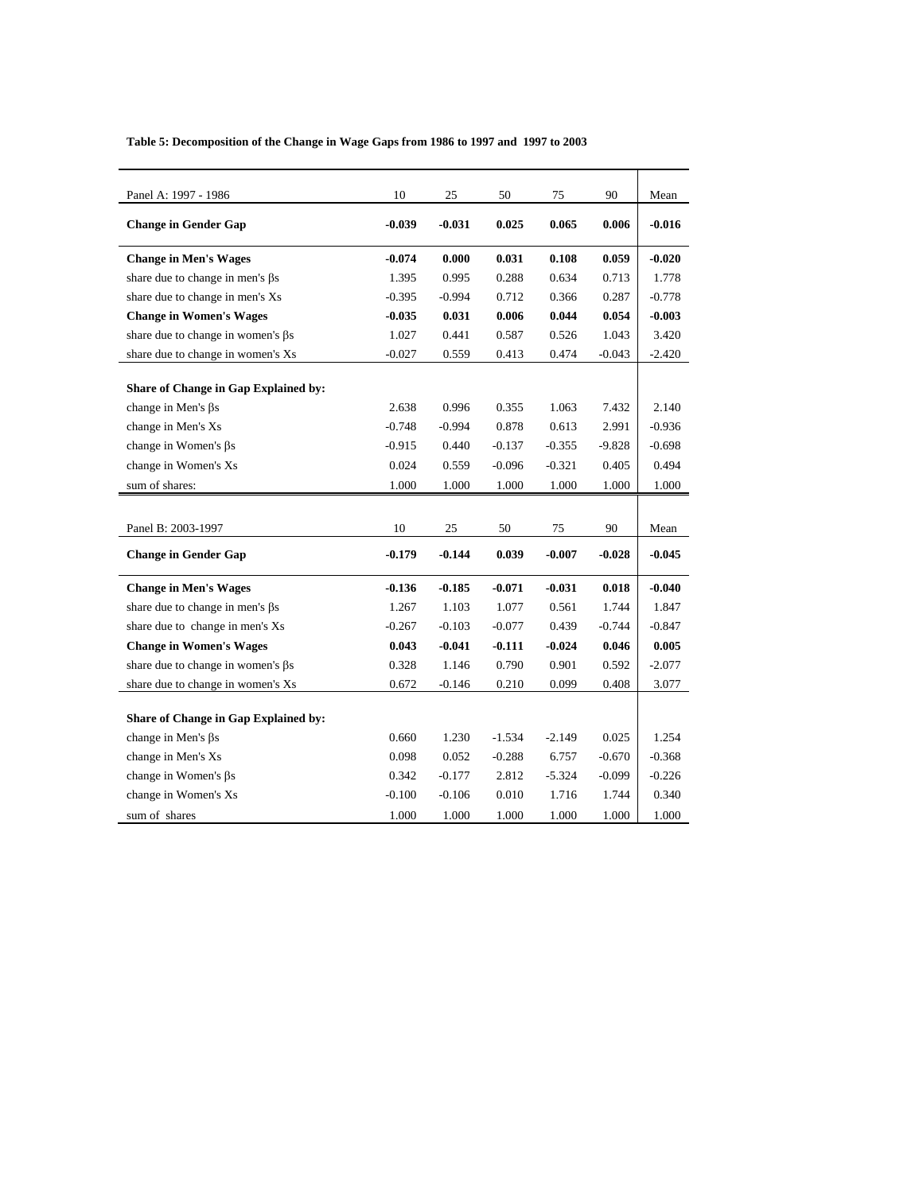**Table 5: Decomposition of the Change in Wage Gaps from 1986 to 1997 and 1997 to 2003**

| Panel A: 1997 - 1986 | 10 | 25 | 50 | 75 | 90 | Mean |
|---|---|---|---|---|---|---|
| **Change in Gender Gap** | **-0.039** | **-0.031** | **0.025** | **0.065** | **0.006** | **-0.016** |
| **Change in Men's Wages** | **-0.074** | **0.000** | **0.031** | **0.108** | **0.059** | **-0.020** |
| share due to change in men's βs | 1.395 | 0.995 | 0.288 | 0.634 | 0.713 | 1.778 |
| share due to change in men's Xs | -0.395 | -0.994 | 0.712 | 0.366 | 0.287 | -0.778 |
| **Change in Women's Wages** | **-0.035** | **0.031** | **0.006** | **0.044** | **0.054** | **-0.003** |
| share due to change in women's βs | 1.027 | 0.441 | 0.587 | 0.526 | 1.043 | 3.420 |
| share due to change in women's Xs | -0.027 | 0.559 | 0.413 | 0.474 | -0.043 | -2.420 |
| **Share of Change in Gap Explained by:** | | | | | | |
| change in Men's βs | 2.638 | 0.996 | 0.355 | 1.063 | 7.432 | 2.140 |
| change in Men's Xs | -0.748 | -0.994 | 0.878 | 0.613 | 2.991 | -0.936 |
| change in Women's βs | -0.915 | 0.440 | -0.137 | -0.355 | -9.828 | -0.698 |
| change in Women's Xs | 0.024 | 0.559 | -0.096 | -0.321 | 0.405 | 0.494 |
| sum of shares: | 1.000 | 1.000 | 1.000 | 1.000 | 1.000 | 1.000 |

| Panel B: 2003-1997 | 10 | 25 | 50 | 75 | 90 | Mean |
|---|---|---|---|---|---|---|
| **Change in Gender Gap** | **-0.179** | **-0.144** | **0.039** | **-0.007** | **-0.028** | **-0.045** |
| **Change in Men's Wages** | **-0.136** | **-0.185** | **-0.071** | **-0.031** | **0.018** | **-0.040** |
| share due to change in men's βs | 1.267 | 1.103 | 1.077 | 0.561 | 1.744 | 1.847 |
| share due to change in men's Xs | -0.267 | -0.103 | -0.077 | 0.439 | -0.744 | -0.847 |
| **Change in Women's Wages** | **0.043** | **-0.041** | **-0.111** | **-0.024** | **0.046** | **0.005** |
| share due to change in women's βs | 0.328 | 1.146 | 0.790 | 0.901 | 0.592 | -2.077 |
| share due to change in women's Xs | 0.672 | -0.146 | 0.210 | 0.099 | 0.408 | 3.077 |
| **Share of Change in Gap Explained by:** | | | | | | |
| change in Men's βs | 0.660 | 1.230 | -1.534 | -2.149 | 0.025 | 1.254 |
| change in Men's Xs | 0.098 | 0.052 | -0.288 | 6.757 | -0.670 | -0.368 |
| change in Women's βs | 0.342 | -0.177 | 2.812 | -5.324 | -0.099 | -0.226 |
| change in Women's Xs | -0.100 | -0.106 | 0.010 | 1.716 | 1.744 | 0.340 |
| sum of shares | 1.000 | 1.000 | 1.000 | 1.000 | 1.000 | 1.000 |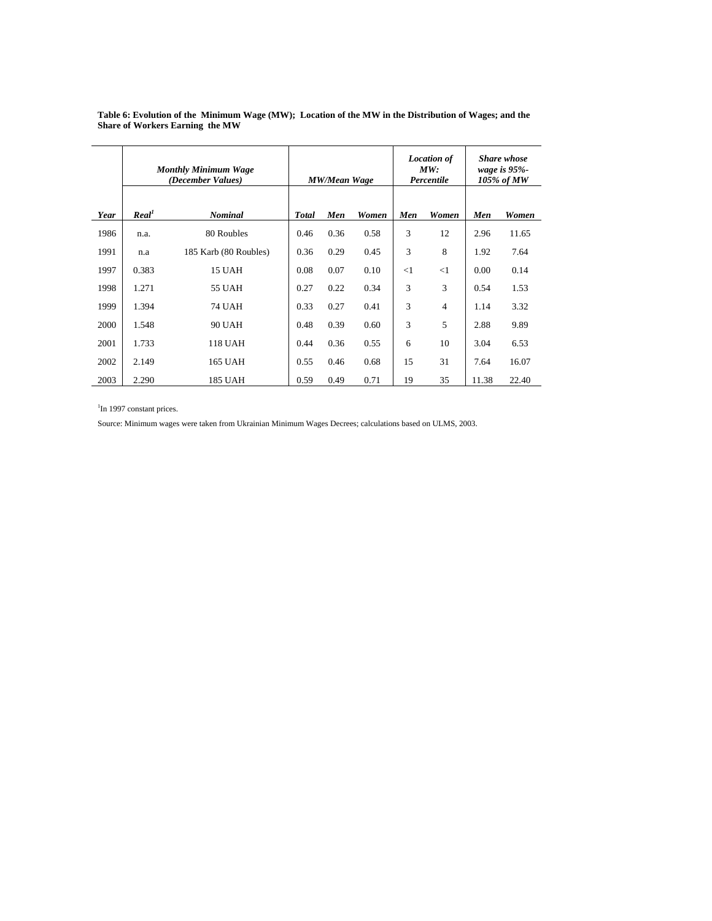**Table 6: Evolution of the Minimum Wage (MW); Location of the MW in the Distribution of Wages; and the Share of Workers Earning the MW**

| | *Monthly Minimum Wage (December Values)* | | *MW/Mean Wage* | | | *Location of MW: Percentile* | | *Share whose wage is 95%-105% of MW* | |
|---|---|---|---|---|---|---|---|---|---|
| ***Year*** | ***Real***[1] | ***Nominal*** | ***Total*** | ***Men*** | ***Women*** | ***Men*** | ***Women*** | ***Men*** | ***Women*** |
| 1986 | n.a. | 80 Roubles | 0.46 | 0.36 | 0.58 | 3 | 12 | 2.96 | 11.65 |
| 1991 | n.a | 185 Karb (80 Roubles) | 0.36 | 0.29 | 0.45 | 3 | 8 | 1.92 | 7.64 |
| 1997 | 0.383 | 15 UAH | 0.08 | 0.07 | 0.10 | <1 | <1 | 0.00 | 0.14 |
| 1998 | 1.271 | 55 UAH | 0.27 | 0.22 | 0.34 | 3 | 3 | 0.54 | 1.53 |
| 1999 | 1.394 | 74 UAH | 0.33 | 0.27 | 0.41 | 3 | 4 | 1.14 | 3.32 |
| 2000 | 1.548 | 90 UAH | 0.48 | 0.39 | 0.60 | 3 | 5 | 2.88 | 9.89 |
| 2001 | 1.733 | 118 UAH | 0.44 | 0.36 | 0.55 | 6 | 10 | 3.04 | 6.53 |
| 2002 | 2.149 | 165 UAH | 0.55 | 0.46 | 0.68 | 15 | 31 | 7.64 | 16.07 |
| 2003 | 2.290 | 185 UAH | 0.59 | 0.49 | 0.71 | 19 | 35 | 11.38 | 22.40 |

[1]In 1997 constant prices.

Source: Minimum wages were taken from Ukrainian Minimum Wages Decrees; calculations based on ULMS, 2003.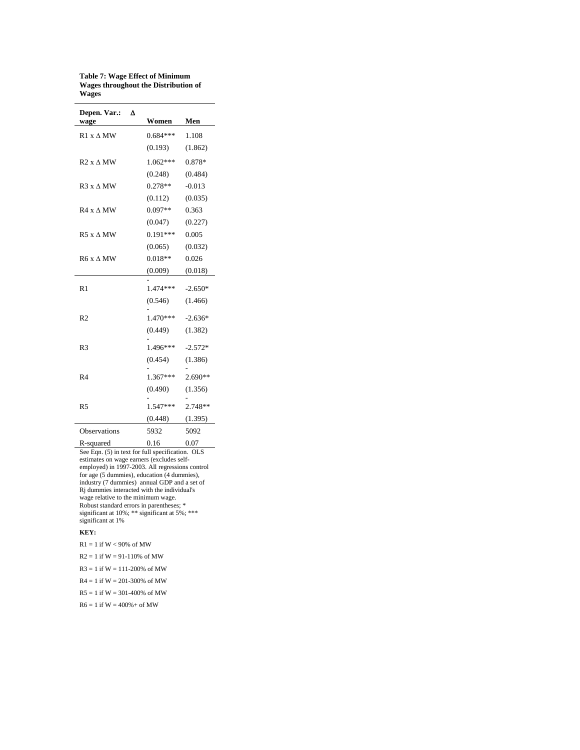**Table 7: Wage Effect of Minimum Wages throughout the Distribution of Wages**

| Depen. Var.: Δ wage | Women | Men |
|---|---|---|
| R1 x Δ MW | 0.684*** | 1.108 |
| | (0.193) | (1.862) |
| R2 x Δ MW | 1.062*** | 0.878* |
| | (0.248) | (0.484) |
| R3 x Δ MW | 0.278** | -0.013 |
| | (0.112) | (0.035) |
| R4 x Δ MW | 0.097** | 0.363 |
| | (0.047) | (0.227) |
| R5 x Δ MW | 0.191*** | 0.005 |
| | (0.065) | (0.032) |
| R6 x Δ MW | 0.018** | 0.026 |
| | (0.009) | (0.018) |
| R1 | -1.474*** | -2.650* |
| | (0.546) | (1.466) |
| R2 | -1.470*** | -2.636* |
| | (0.449) | (1.382) |
| R3 | -1.496*** | -2.572* |
| | (0.454) | (1.386) |
| R4 | -1.367*** | -2.690** |
| | (0.490) | (1.356) |
| R5 | -1.547*** | -2.748** |
| | (0.448) | (1.395) |
| Observations | 5932 | 5092 |
| R-squared | 0.16 | 0.07 |

See Eqn. (5) in text for full specification. OLS estimates on wage earners (excludes self-employed) in 1997-2003. All regressions control for age (5 dummies), education (4 dummies), industry (7 dummies) annual GDP and a set of Rj dummies interacted with the individual's wage relative to the minimum wage. Robust standard errors in parentheses; * significant at 10%; ** significant at 5%; *** significant at 1%

**KEY:**

R1 = 1 if W < 90% of MW

R2 = 1 if W = 91-110% of MW

R3 = 1 if W = 111-200% of MW

R4 = 1 if W = 201-300% of MW

R5 = 1 if W = 301-400% of MW

R6 = 1 if W = 400%+ of MW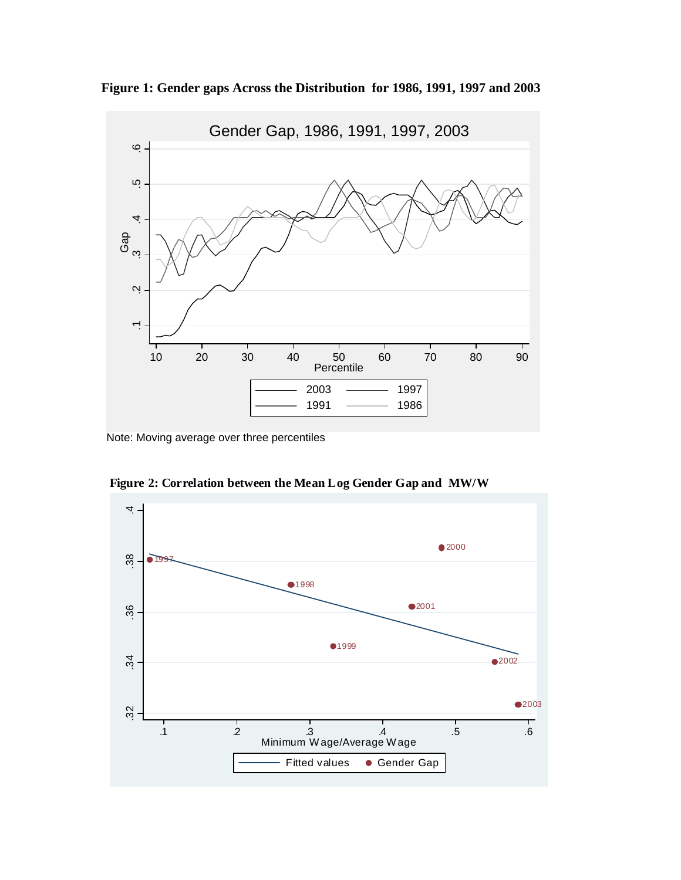**Figure 1: Gender gaps Across the Distribution for 1986, 1991, 1997 and 2003**

Note: Moving average over three percentiles

**Figure 2: Correlation between the Mean Log Gender Gap and MW/W**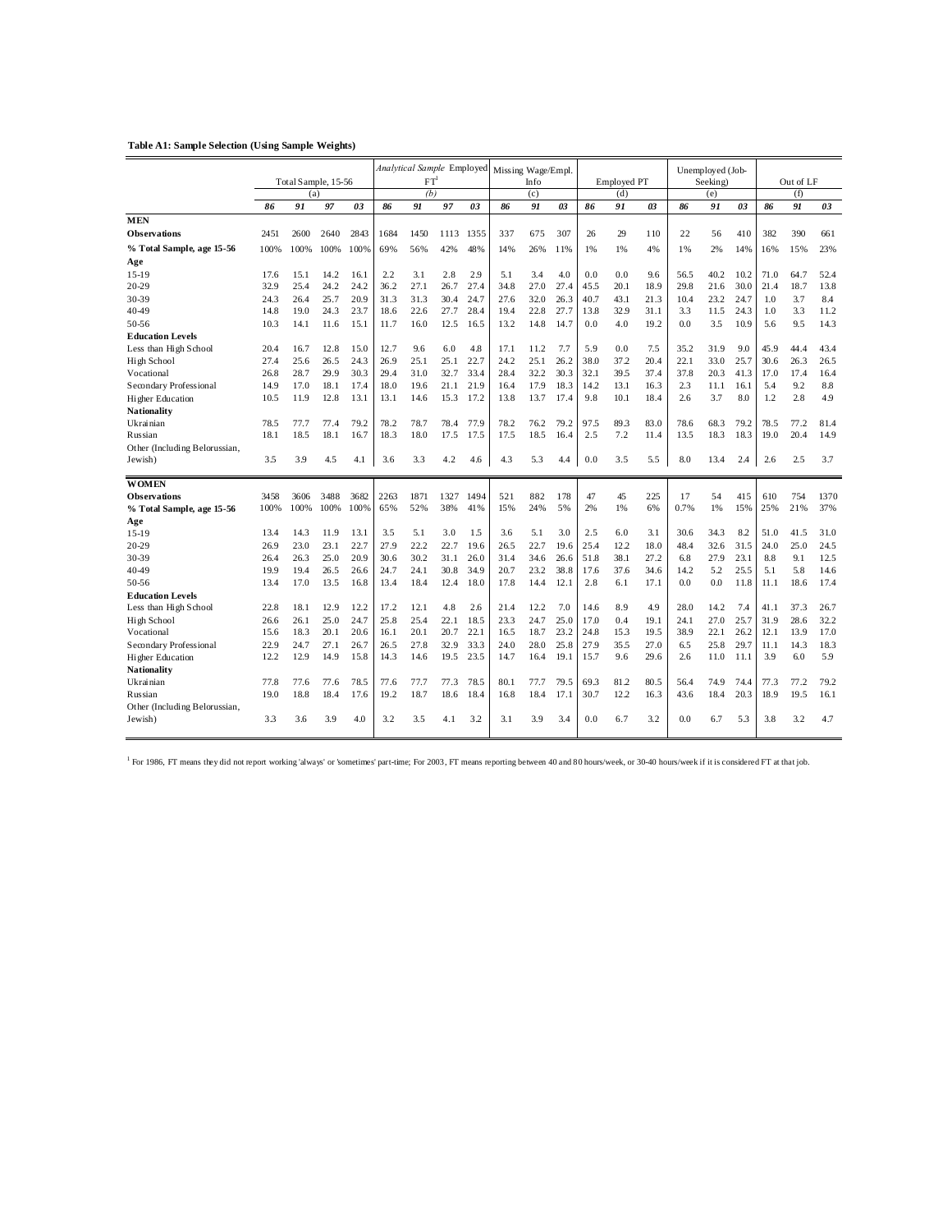**Table A1: Sample Selection (Using Sample Weights)**

| | Total Sample, 15-56 (a) | | | | *Analytical Sample* Employed FT[1] *(b)* | | | | Missing Wage/Empl. Info (c) | | | | Employed PT (d) | | | | Unemployed (Job-Seeking) (e) | | | | Out of LF (f) | | | |
|---|---|---|---|---|---|---|---|---|---|---|---|---|---|---|---|---|---|---|---|---|---|---|---|---|
| | *86* | *91* | *97* | *03* | *86* | *91* | *97* | *03* | *86* | *91* | *03* | | *86* | *91* | *03* | | *86* | *91* | *03* | | *86* | *91* | *03* | |
| **MEN** | | | | | | | | | | | | | | | | | | | | | | | | |
| **Observations** | 2451 | 2600 | 2640 | 2843 | 1684 | 1450 | 1113 | 1355 | 337 | 675 | 307 | | 26 | 29 | 110 | | 22 | 56 | 410 | | 382 | 390 | 661 | |
| **% Total Sample, age 15-56** | 100% | 100% | 100% | 100% | 69% | 56% | 42% | 48% | 14% | 26% | 11% | | 1% | 1% | 4% | | 1% | 2% | 14% | | 16% | 15% | 23% | |
| **Age** | | | | | | | | | | | | | | | | | | | | | | | | |
| 15-19 | 17.6 | 15.1 | 14.2 | 16.1 | 2.2 | 3.1 | 2.8 | 2.9 | 5.1 | 3.4 | 4.0 | | 0.0 | 0.0 | 9.6 | | 56.5 | 40.2 | 10.2 | | 71.0 | 64.7 | 52.4 | |
| 20-29 | 32.9 | 25.4 | 24.2 | 24.2 | 36.2 | 27.1 | 26.7 | 27.4 | 34.8 | 27.0 | 27.4 | | 45.5 | 20.1 | 18.9 | | 29.8 | 21.6 | 30.0 | | 21.4 | 18.7 | 13.8 | |
| 30-39 | 24.3 | 26.4 | 25.7 | 20.9 | 31.3 | 31.3 | 30.4 | 24.7 | 27.6 | 32.0 | 26.3 | | 40.7 | 43.1 | 21.3 | | 10.4 | 23.2 | 24.7 | | 1.0 | 3.7 | 8.4 | |
| 40-49 | 14.8 | 19.0 | 24.3 | 23.7 | 18.6 | 22.6 | 27.7 | 28.4 | 19.4 | 22.8 | 27.7 | | 13.8 | 32.9 | 31.1 | | 3.3 | 11.5 | 24.3 | | 1.0 | 3.3 | 11.2 | |
| 50-56 | 10.3 | 14.1 | 11.6 | 15.1 | 11.7 | 16.0 | 12.5 | 16.5 | 13.2 | 14.8 | 14.7 | | 0.0 | 4.0 | 19.2 | | 0.0 | 3.5 | 10.9 | | 5.6 | 9.5 | 14.3 | |
| **Education Levels** | | | | | | | | | | | | | | | | | | | | | | | | |
| Less than High School | 20.4 | 16.7 | 12.8 | 15.0 | 12.7 | 9.6 | 6.0 | 4.8 | 17.1 | 11.2 | 7.7 | | 5.9 | 0.0 | 7.5 | | 35.2 | 31.9 | 9.0 | | 45.9 | 44.4 | 43.4 | |
| High School | 27.4 | 25.6 | 26.5 | 24.3 | 26.9 | 25.1 | 25.1 | 22.7 | 24.2 | 25.1 | 26.2 | | 38.0 | 37.2 | 20.4 | | 22.1 | 33.0 | 25.7 | | 30.6 | 26.3 | 26.5 | |
| Vocational | 26.8 | 28.7 | 29.9 | 30.3 | 29.4 | 31.0 | 32.7 | 33.4 | 28.4 | 32.2 | 30.3 | | 32.1 | 39.5 | 37.4 | | 37.8 | 20.3 | 41.3 | | 17.0 | 17.4 | 16.4 | |
| Secondary Professional | 14.9 | 17.0 | 18.1 | 17.4 | 18.0 | 19.6 | 21.1 | 21.9 | 16.4 | 17.9 | 18.3 | | 14.2 | 13.1 | 16.3 | | 2.3 | 11.1 | 16.1 | | 5.4 | 9.2 | 8.8 | |
| Higher Education | 10.5 | 11.9 | 12.8 | 13.1 | 13.1 | 14.6 | 15.3 | 17.2 | 13.8 | 13.7 | 17.4 | | 9.8 | 10.1 | 18.4 | | 2.6 | 3.7 | 8.0 | | 1.2 | 2.8 | 4.9 | |
| **Nationality** | | | | | | | | | | | | | | | | | | | | | | | | |
| Ukrainian | 78.5 | 77.7 | 77.4 | 79.2 | 78.2 | 78.7 | 78.4 | 77.9 | 78.2 | 76.2 | 79.2 | | 97.5 | 89.3 | 83.0 | | 78.6 | 68.3 | 79.2 | | 78.5 | 77.2 | 81.4 | |
| Russian | 18.1 | 18.5 | 18.1 | 16.7 | 18.3 | 18.0 | 17.5 | 17.5 | 17.5 | 18.5 | 16.4 | | 2.5 | 7.2 | 11.4 | | 13.5 | 18.3 | 18.3 | | 19.0 | 20.4 | 14.9 | |
| Other (Including Belorussian, Jewish) | 3.5 | 3.9 | 4.5 | 4.1 | 3.6 | 3.3 | 4.2 | 4.6 | 4.3 | 5.3 | 4.4 | | 0.0 | 3.5 | 5.5 | | 8.0 | 13.4 | 2.4 | | 2.6 | 2.5 | 3.7 | |
| **WOMEN** | | | | | | | | | | | | | | | | | | | | | | | | |
| **Observations** | 3458 | 3606 | 3488 | 3682 | 2263 | 1871 | 1327 | 1494 | 521 | 882 | 178 | | 47 | 45 | 225 | | 17 | 54 | 415 | | 610 | 754 | 1370 | |
| **% Total Sample, age 15-56** | 100% | 100% | 100% | 100% | 65% | 52% | 38% | 41% | 15% | 24% | 5% | | 2% | 1% | 6% | | 0.7% | 1% | 15% | | 25% | 21% | 37% | |
| **Age** | | | | | | | | | | | | | | | | | | | | | | | | |
| 15-19 | 13.4 | 14.3 | 11.9 | 13.1 | 3.5 | 5.1 | 3.0 | 1.5 | 3.6 | 5.1 | 3.0 | | 2.5 | 6.0 | 3.1 | | 30.6 | 34.3 | 8.2 | | 51.0 | 41.5 | 31.0 | |
| 20-29 | 26.9 | 23.0 | 23.1 | 22.7 | 27.9 | 22.2 | 22.7 | 19.6 | 26.5 | 22.7 | 19.6 | | 25.4 | 12.2 | 18.0 | | 48.4 | 32.6 | 31.5 | | 24.0 | 25.0 | 24.5 | |
| 30-39 | 26.4 | 26.3 | 25.0 | 20.9 | 30.6 | 30.2 | 31.1 | 26.0 | 31.4 | 34.6 | 26.6 | | 51.8 | 38.1 | 27.2 | | 6.8 | 27.9 | 23.1 | | 8.8 | 9.1 | 12.5 | |
| 40-49 | 19.9 | 19.4 | 26.5 | 26.6 | 24.7 | 24.1 | 30.8 | 34.9 | 20.7 | 23.2 | 38.8 | | 17.6 | 37.6 | 34.6 | | 14.2 | 5.2 | 25.5 | | 5.1 | 5.8 | 14.6 | |
| 50-56 | 13.4 | 17.0 | 13.5 | 16.8 | 13.4 | 18.4 | 12.4 | 18.0 | 17.8 | 14.4 | 12.1 | | 2.8 | 6.1 | 17.1 | | 0.0 | 0.0 | 11.8 | | 11.1 | 18.6 | 17.4 | |
| **Education Levels** | | | | | | | | | | | | | | | | | | | | | | | | |
| Less than High School | 22.8 | 18.1 | 12.9 | 12.2 | 17.2 | 12.1 | 4.8 | 2.6 | 21.4 | 12.2 | 7.0 | | 14.6 | 8.9 | 4.9 | | 28.0 | 14.2 | 7.4 | | 41.1 | 37.3 | 26.7 | |
| High School | 26.6 | 26.1 | 25.0 | 24.7 | 25.8 | 25.4 | 22.1 | 18.5 | 23.3 | 24.7 | 25.0 | | 17.0 | 0.4 | 19.1 | | 24.1 | 27.0 | 25.7 | | 31.9 | 28.6 | 32.2 | |
| Vocational | 15.6 | 18.3 | 20.1 | 20.6 | 16.1 | 20.1 | 20.7 | 22.1 | 16.5 | 18.7 | 23.2 | | 24.8 | 15.3 | 19.5 | | 38.9 | 22.1 | 26.2 | | 12.1 | 13.9 | 17.0 | |
| Secondary Professional | 22.9 | 24.7 | 27.1 | 26.7 | 26.5 | 27.8 | 32.9 | 33.3 | 24.0 | 28.0 | 25.8 | | 27.9 | 35.5 | 27.0 | | 6.5 | 25.8 | 29.7 | | 11.1 | 14.3 | 18.3 | |
| Higher Education | 12.2 | 12.9 | 14.9 | 15.8 | 14.3 | 14.6 | 19.5 | 23.5 | 14.7 | 16.4 | 19.1 | | 15.7 | 9.6 | 29.6 | | 2.6 | 11.0 | 11.1 | | 3.9 | 6.0 | 5.9 | |
| **Nationality** | | | | | | | | | | | | | | | | | | | | | | | | |
| Ukrainian | 77.8 | 77.6 | 77.6 | 78.5 | 77.6 | 77.7 | 77.3 | 78.5 | 80.1 | 77.7 | 79.5 | | 69.3 | 81.2 | 80.5 | | 56.4 | 74.9 | 74.4 | | 77.3 | 77.2 | 79.2 | |
| Russian | 19.0 | 18.8 | 18.4 | 17.6 | 19.2 | 18.7 | 18.6 | 18.4 | 16.8 | 18.4 | 17.1 | | 30.7 | 12.2 | 16.3 | | 43.6 | 18.4 | 20.3 | | 18.9 | 19.5 | 16.1 | |
| Other (Including Belorussian, Jewish) | 3.3 | 3.6 | 3.9 | 4.0 | 3.2 | 3.5 | 4.1 | 3.2 | 3.1 | 3.9 | 3.4 | | 0.0 | 6.7 | 3.2 | | 0.0 | 6.7 | 5.3 | | 3.8 | 3.2 | 4.7 | |

[1] For 1986, FT means they did not report working 'always' or 'sometimes' part-time; For 2003, FT means reporting between 40 and 80 hours/week, or 30-40 hours/week if it is considered FT at that job.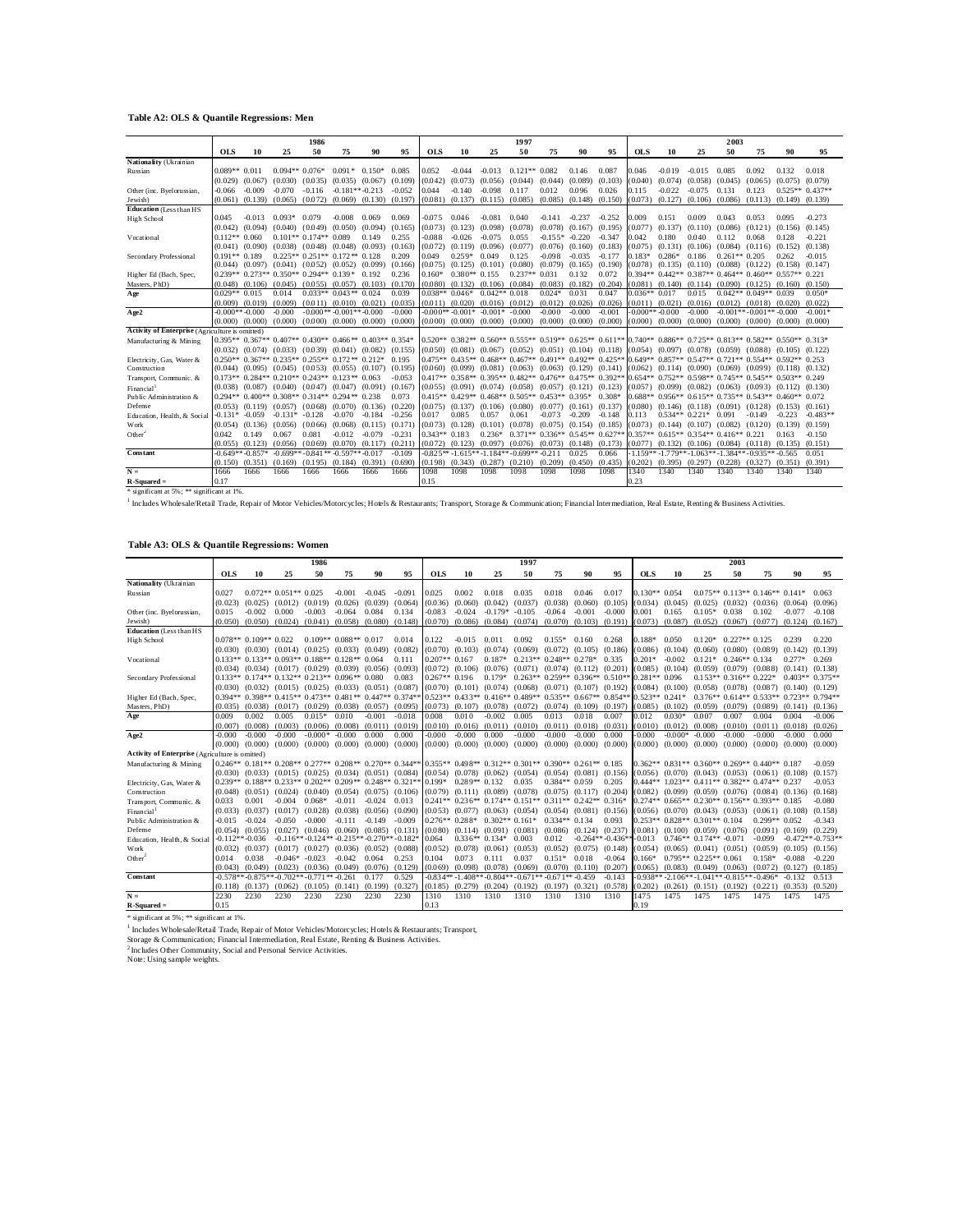**Table A2: OLS & Quantile Regressions: Men**

| | 1986 | | | | | | | 1997 | | | | | | | 2003 | | | | | | |
|---|---|---|---|---|---|---|---|---|---|---|---|---|---|---|---|---|---|---|---|---|---|
| | OLS | 10 | 25 | 50 | 75 | 90 | 95 | OLS | 10 | 25 | 50 | 75 | 90 | 95 | OLS | 10 | 25 | 50 | 75 | 90 | 95 |
| **Nationality** (Ukrainian | | | | | | | | | | | | | | | | | | | | | |
| Russian | 0.089** | 0.011 | 0.094** | 0.076* | 0.091* | 0.150* | 0.085 | 0.052 | -0.044 | -0.013 | 0.121** | 0.082 | 0.146 | 0.087 | 0.046 | -0.019 | -0.015 | 0.085 | 0.092 | 0.132 | 0.018 |
| | (0.029) | (0.067) | (0.030) | (0.035) | (0.035) | (0.067) | (0.109) | (0.042) | (0.073) | (0.056) | (0.044) | (0.044) | (0.089) | (0.103) | (0.040) | (0.074) | (0.058) | (0.045) | (0.065) | (0.075) | (0.079) |
| Other (inc. Byelorussian, | -0.066 | -0.009 | -0.070 | -0.116 | -0.181** | -0.213 | -0.052 | 0.044 | -0.140 | -0.098 | 0.117 | 0.012 | 0.096 | 0.026 | 0.115 | -0.022 | -0.075 | 0.131 | 0.123 | 0.525** | 0.437** |
| Jewish) | (0.061) | (0.139) | (0.065) | (0.072) | (0.069) | (0.130) | (0.197) | (0.081) | (0.137) | (0.115) | (0.085) | (0.085) | (0.148) | (0.150) | (0.073) | (0.127) | (0.106) | (0.086) | (0.113) | (0.149) | (0.139) |
| **Education** (Less than HS | | | | | | | | | | | | | | | | | | | | | |
| High School | 0.045 | -0.013 | 0.093* | 0.079 | -0.008 | 0.069 | 0.069 | -0.075 | 0.046 | -0.081 | 0.040 | -0.141 | -0.237 | -0.252 | 0.009 | 0.151 | 0.009 | 0.043 | 0.053 | 0.095 | -0.273 |
| | (0.042) | (0.094) | (0.040) | (0.049) | (0.050) | (0.094) | (0.165) | (0.073) | (0.123) | (0.098) | (0.078) | (0.078) | (0.167) | (0.195) | (0.077) | (0.137) | (0.110) | (0.086) | (0.121) | (0.156) | (0.145) |
| Vocational | 0.112** | 0.060 | 0.101** | 0.174** | 0.089 | 0.149 | 0.255 | -0.088 | -0.026 | -0.075 | 0.055 | -0.155* | -0.220 | -0.347 | 0.042 | 0.180 | 0.040 | 0.112 | 0.068 | 0.128 | -0.221 |
| | (0.041) | (0.090) | (0.038) | (0.048) | (0.048) | (0.093) | (0.163) | (0.072) | (0.119) | (0.096) | (0.077) | (0.076) | (0.160) | (0.183) | (0.075) | (0.131) | (0.106) | (0.084) | (0.116) | (0.152) | (0.138) |
| Secondary Professional | 0.191** | 0.189 | 0.225** | 0.251** | 0.172** | 0.128 | 0.209 | 0.049 | 0.259* | 0.049 | 0.125 | -0.098 | -0.035 | -0.177 | 0.183* | 0.286* | 0.186 | 0.261** | 0.205 | 0.262 | -0.015 |
| | (0.044) | (0.097) | (0.041) | (0.052) | (0.052) | (0.099) | (0.166) | (0.075) | (0.125) | (0.101) | (0.080) | (0.079) | (0.165) | (0.190) | (0.078) | (0.135) | (0.110) | (0.088) | (0.122) | (0.158) | (0.147) |
| Higher Ed (Bach, Spec, | 0.239** | 0.273** | 0.350** | 0.294** | 0.139* | 0.192 | 0.236 | 0.160* | 0.380** | 0.155 | 0.237** | 0.031 | 0.132 | 0.072 | 0.394** | 0.442** | 0.387** | 0.464** | 0.460** | 0.557** | 0.221 |
| Masters, PhD) | (0.048) | (0.106) | (0.045) | (0.055) | (0.057) | (0.103) | (0.170) | (0.080) | (0.132) | (0.106) | (0.084) | (0.083) | (0.182) | (0.204) | (0.081) | (0.140) | (0.114) | (0.090) | (0.125) | (0.160) | (0.150) |
| **Age** | 0.029** | 0.015 | 0.014 | 0.033** | 0.043** | 0.024 | 0.039 | 0.038** | 0.046* | 0.042** | 0.018 | 0.024* | 0.031 | 0.047 | 0.036** | 0.017 | 0.015 | 0.042** | 0.049** | 0.039 | 0.050* |
| | (0.009) | (0.019) | (0.009) | (0.011) | (0.010) | (0.021) | (0.035) | (0.011) | (0.020) | (0.016) | (0.012) | (0.012) | (0.026) | (0.026) | (0.011) | (0.021) | (0.016) | (0.012) | (0.018) | (0.020) | (0.022) |
| **Age2** | -0.000** | -0.000 | -0.000 | -0.000** | -0.001** | -0.000 | -0.000 | -0.000** | -0.001* | -0.001* | -0.000 | -0.000 | -0.000 | -0.001 | -0.000** | -0.000 | -0.000 | -0.001** | -0.001** | -0.000 | -0.001* |
| | (0.000) | (0.000) | (0.000) | (0.000) | (0.000) | (0.000) | (0.000) | (0.000) | (0.000) | (0.000) | (0.000) | (0.000) | (0.000) | (0.000) | (0.000) | (0.000) | (0.000) | (0.000) | (0.000) | (0.000) | (0.000) |
| **Activity of Enterprise** (Agriculture is omitted) | | | | | | | | | | | | | | | | | | | | | |
| Manufacturing & Mining | 0.395** | 0.367** | 0.407** | 0.430** | 0.466** | 0.403** | 0.354* | 0.520** | 0.382** | 0.560** | 0.555** | 0.519** | 0.625** | 0.611** | 0.740** | 0.886** | 0.725** | 0.813** | 0.582** | 0.550** | 0.313* |
| | (0.032) | (0.074) | (0.033) | (0.039) | (0.041) | (0.082) | (0.155) | (0.050) | (0.081) | (0.067) | (0.052) | (0.051) | (0.104) | (0.118) | (0.054) | (0.097) | (0.078) | (0.059) | (0.088) | (0.105) | (0.122) |
| Electricity, Gas, Water & | 0.250** | 0.367** | 0.235** | 0.255** | 0.172** | 0.212* | 0.195 | 0.475** | 0.435** | 0.468** | 0.467** | 0.491** | 0.492** | 0.425** | 0.649** | 0.857** | 0.547** | 0.721** | 0.554** | 0.592** | 0.253 |
| Construction | (0.044) | (0.095) | (0.045) | (0.053) | (0.055) | (0.107) | (0.195) | (0.060) | (0.099) | (0.081) | (0.063) | (0.063) | (0.129) | (0.141) | (0.062) | (0.114) | (0.090) | (0.069) | (0.099) | (0.118) | (0.132) |
| Transport, Communic. & | 0.173** | 0.284** | 0.210** | 0.243** | 0.123** | 0.063 | -0.053 | 0.417** | 0.358** | 0.395** | 0.482** | 0.476** | 0.475** | 0.392** | 0.654** | 0.752** | 0.598** | 0.745** | 0.545** | 0.503** | 0.249 |
| Financial[1] | (0.038) | (0.087) | (0.040) | (0.047) | (0.047) | (0.091) | (0.167) | (0.055) | (0.091) | (0.074) | (0.058) | (0.057) | (0.121) | (0.123) | (0.057) | (0.099) | (0.082) | (0.063) | (0.093) | (0.112) | (0.130) |
| Public Administration & | 0.294** | 0.400** | 0.308** | 0.314** | 0.294** | 0.238 | 0.073 | 0.415** | 0.429** | 0.468** | 0.505** | 0.453** | 0.395* | 0.308* | 0.688** | 0.956** | 0.615** | 0.735** | 0.543** | 0.460** | 0.072 |
| Defense | (0.053) | (0.119) | (0.057) | (0.068) | (0.070) | (0.136) | (0.220) | (0.075) | (0.137) | (0.106) | (0.080) | (0.077) | (0.161) | (0.137) | (0.080) | (0.146) | (0.118) | (0.091) | (0.128) | (0.153) | (0.161) |
| Education, Health, & Social | -0.131* | -0.059 | -0.131* | -0.128 | -0.070 | -0.184 | -0.256 | 0.017 | 0.085 | 0.057 | 0.061 | -0.073 | -0.209 | -0.148 | 0.113 | 0.534** | 0.221* | 0.091 | -0.149 | -0.223 | -0.483** |
| Work | (0.054) | (0.136) | (0.056) | (0.066) | (0.068) | (0.115) | (0.171) | (0.073) | (0.128) | (0.101) | (0.078) | (0.075) | (0.154) | (0.185) | (0.073) | (0.144) | (0.107) | (0.082) | (0.120) | (0.139) | (0.159) |
| Other[2] | 0.042 | 0.149 | 0.067 | 0.081 | -0.012 | -0.079 | -0.231 | 0.343** | 0.183 | 0.236* | 0.371** | 0.336** | 0.545** | 0.627** | 0.357** | 0.615** | 0.354** | 0.416** | 0.221 | 0.163 | -0.150 |
| | (0.055) | (0.123) | (0.056) | (0.069) | (0.070) | (0.117) | (0.211) | (0.072) | (0.123) | (0.097) | (0.076) | (0.073) | (0.148) | (0.173) | (0.077) | (0.132) | (0.106) | (0.084) | (0.118) | (0.135) | (0.151) |
| **Constant** | -0.649** | -0.857* | -0.699** | -0.841** | -0.597** | -0.017 | -0.109 | -0.825** | -1.615** | -1.184** | -0.699** | -0.211 | 0.025 | 0.066 | -1.159** | -1.779** | -1.063** | -1.384** | -0.935** | -0.565 | 0.051 |
| | (0.150) | (0.351) | (0.169) | (0.195) | (0.184) | (0.391) | (0.690) | (0.198) | (0.343) | (0.287) | (0.210) | (0.209) | (0.450) | (0.435) | (0.202) | (0.395) | (0.297) | (0.228) | (0.327) | (0.351) | (0.391) |
| **N =** | 1666 | 1666 | 1666 | 1666 | 1666 | 1666 | 1666 | 1098 | 1098 | 1098 | 1098 | 1098 | 1098 | 1098 | 1340 | 1340 | 1340 | 1340 | 1340 | 1340 | 1340 |
| **R-Squared =** | 0.17 | | | | | | | 0.15 | | | | | | | 0.23 | | | | | | |

\* significant at 5%; ** significant at 1%.

[1] Includes Wholesale/Retail Trade, Repair of Motor Vehicles/Motorcycles; Hotels & Restaurants; Transport, Storage & Communication; Financial Intermediation, Real Estate, Renting & Business Activities.

**Table A3: OLS & Quantile Regressions: Women**

| | 1986 | | | | | | | 1997 | | | | | | | 2003 | | | | | | |
|---|---|---|---|---|---|---|---|---|---|---|---|---|---|---|---|---|---|---|---|---|---|
| | OLS | 10 | 25 | 50 | 75 | 90 | 95 | OLS | 10 | 25 | 50 | 75 | 90 | 95 | OLS | 10 | 25 | 50 | 75 | 90 | 95 |
| **Nationality** (Ukrainian | | | | | | | | | | | | | | | | | | | | | |
| Russian | 0.027 | 0.072** | 0.051** | 0.025 | -0.001 | -0.045 | -0.091 | 0.025 | 0.002 | 0.018 | 0.035 | 0.018 | 0.046 | 0.017 | 0.130** | 0.054 | 0.075** | 0.113** | 0.146** | 0.141* | 0.063 |
| | (0.023) | (0.025) | (0.012) | (0.019) | (0.026) | (0.039) | (0.064) | (0.036) | (0.060) | (0.042) | (0.037) | (0.038) | (0.060) | (0.105) | (0.034) | (0.045) | (0.025) | (0.032) | (0.036) | (0.064) | (0.096) |
| Other (inc. Byelorussian, | 0.015 | -0.002 | 0.000 | -0.003 | -0.064 | 0.084 | 0.134 | -0.083 | -0.024 | -0.179* | -0.105 | -0.064 | -0.001 | -0.000 | 0.001 | 0.165 | 0.105* | 0.038 | 0.102 | -0.077 | -0.108 |
| Jewish) | (0.050) | (0.050) | (0.024) | (0.041) | (0.058) | (0.080) | (0.148) | (0.070) | (0.086) | (0.084) | (0.074) | (0.070) | (0.103) | (0.191) | (0.073) | (0.087) | (0.052) | (0.067) | (0.077) | (0.124) | (0.167) |
| **Education** (Less than HS | | | | | | | | | | | | | | | | | | | | | |
| High School | 0.078** | 0.109** | 0.022 | | 0.109** | 0.088** | 0.017 | 0.014 | 0.122 | -0.015 | 0.011 | 0.092 | 0.155* | 0.160 | 0.268 | 0.188* | 0.050 | 0.120* | 0.227** | 0.125 | 0.239 | 0.220 |
| | (0.030) | (0.030) | (0.014) | (0.025) | (0.033) | (0.049) | (0.082) | (0.070) | (0.103) | (0.074) | (0.069) | (0.072) | (0.105) | (0.186) | (0.086) | (0.104) | (0.060) | (0.080) | (0.089) | (0.142) | (0.139) |
| Vocational | 0.133** | 0.133** | 0.093** | 0.188** | 0.128** | 0.064 | 0.111 | 0.207** | 0.167 | 0.187* | 0.213** | 0.248** | 0.278* | 0.335 | 0.201* | -0.002 | 0.121* | 0.246** | 0.134 | 0.277* | 0.269 |
| | (0.034) | (0.034) | (0.017) | (0.029) | (0.039) | (0.056) | (0.093) | (0.072) | (0.106) | (0.076) | (0.071) | (0.074) | (0.112) | (0.201) | (0.085) | (0.104) | (0.059) | (0.079) | (0.088) | (0.141) | (0.138) |
| Secondary Professional | 0.133** | 0.174** | 0.132** | 0.213** | 0.096** | 0.080 | 0.083 | 0.267** | 0.196 | 0.179* | 0.263** | 0.259** | 0.396** | 0.510** | 0.281** | 0.096 | 0.153** | 0.316** | 0.222* | 0.403** | 0.375** |
| | (0.030) | (0.032) | (0.015) | (0.025) | (0.033) | (0.051) | (0.087) | (0.070) | (0.101) | (0.074) | (0.068) | (0.071) | (0.107) | (0.192) | (0.084) | (0.100) | (0.058) | (0.078) | (0.087) | (0.140) | (0.129) |
| Higher Ed (Bach, Spec, | 0.394** | 0.398** | 0.415** | 0.473** | 0.481** | 0.447** | 0.374** | 0.523** | 0.433** | 0.416** | 0.489** | 0.535** | 0.667** | 0.854** | 0.523** | 0.241* | 0.376** | 0.614** | 0.533** | 0.723** | 0.794** |
| Masters, PhD) | (0.035) | (0.038) | (0.017) | (0.029) | (0.038) | (0.057) | (0.095) | (0.073) | (0.107) | (0.078) | (0.072) | (0.074) | (0.109) | (0.197) | (0.085) | (0.102) | (0.059) | (0.079) | (0.089) | (0.141) | (0.136) |
| **Age** | 0.009 | 0.002 | 0.005 | 0.015* | 0.010 | -0.001 | -0.018 | 0.008 | 0.010 | -0.002 | 0.005 | 0.013 | 0.018 | 0.007 | 0.012 | 0.030* | 0.007 | 0.007 | 0.004 | 0.004 | -0.006 |
| | (0.007) | (0.008) | (0.003) | (0.006) | (0.008) | (0.011) | (0.019) | (0.010) | (0.016) | (0.011) | (0.010) | (0.011) | (0.018) | (0.031) | (0.010) | (0.012) | (0.008) | (0.010) | (0.011) | (0.018) | (0.026) |
| **Age2** | -0.000 | -0.000 | -0.000 | -0.000* | -0.000 | 0.000 | 0.000 | -0.000 | -0.000 | 0.000 | -0.000 | -0.000 | -0.000 | 0.000 | -0.000 | -0.000* | -0.000 | -0.000 | -0.000 | -0.000 | 0.000 |
| | (0.000) | (0.000) | (0.000) | (0.000) | (0.000) | (0.000) | (0.000) | (0.000) | (0.000) | (0.000) | (0.000) | (0.000) | (0.000) | (0.000) | (0.000) | (0.000) | (0.000) | (0.000) | (0.000) | (0.000) | (0.000) |
| **Activity of Enterprise** (Agriculture is omitted) | | | | | | | | | | | | | | | | | | | | | |
| Manufacturing & Mining | 0.246** | 0.181** | 0.208** | 0.277** | 0.208** | 0.270** | 0.344** | 0.355** | 0.498** | 0.312** | 0.301** | 0.390** | 0.261** | 0.185 | 0.362** | 0.831** | 0.360** | 0.269** | 0.440** | 0.187 | -0.059 |
| | (0.030) | (0.033) | (0.015) | (0.025) | (0.034) | (0.051) | (0.084) | (0.054) | (0.078) | (0.062) | (0.054) | (0.054) | (0.081) | (0.156) | (0.056) | (0.070) | (0.043) | (0.053) | (0.061) | (0.108) | (0.157) |
| Electricity, Gas, Water & | 0.239** | 0.188** | 0.233** | 0.202** | 0.209** | 0.248** | 0.321** | 0.199* | 0.289** | 0.132 | 0.035 | 0.384** | 0.059 | 0.205 | 0.444** | 1.023** | 0.411** | 0.382** | 0.474** | 0.237 | -0.053 |
| Construction | (0.048) | (0.051) | (0.024) | (0.040) | (0.054) | (0.075) | (0.106) | (0.079) | (0.111) | (0.089) | (0.078) | (0.075) | (0.117) | (0.204) | (0.082) | (0.099) | (0.059) | (0.076) | (0.084) | (0.136) | (0.168) |
| Transport, Communic. & | 0.033 | 0.001 | -0.004 | 0.068* | -0.011 | -0.024 | 0.013 | 0.241** | 0.236** | 0.174** | 0.151** | 0.311** | 0.242** | 0.316* | 0.274** | 0.665** | 0.230** | 0.156** | 0.393** | 0.185 | -0.080 |
| Financial[1] | (0.033) | (0.037) | (0.017) | (0.028) | (0.038) | (0.056) | (0.090) | (0.053) | (0.077) | (0.063) | (0.054) | (0.054) | (0.081) | (0.156) | (0.056) | (0.070) | (0.043) | (0.053) | (0.061) | (0.108) | (0.158) |
| Public Administration & | -0.015 | -0.024 | -0.050 | -0.000 | -0.111 | -0.149 | -0.009 | 0.276** | 0.288* | 0.302** | 0.161* | 0.334** | 0.134 | 0.093 | 0.253** | 0.828** | 0.301** | 0.104 | 0.299** | 0.052 | -0.343 |
| Defense | (0.054) | (0.055) | (0.027) | (0.046) | (0.060) | (0.085) | (0.131) | (0.080) | (0.114) | (0.091) | (0.081) | (0.086) | (0.124) | (0.237) | (0.081) | (0.100) | (0.059) | (0.076) | (0.091) | (0.169) | (0.229) |
| Education, Health, & Social | -0.112** | -0.036 | -0.116** | -0.124** | -0.215** | -0.270** | -0.182* | 0.064 | 0.336** | 0.134* | 0.003 | 0.012 | -0.264** | -0.436** | -0.013 | 0.746** | 0.174** | -0.071 | -0.099 | -0.472** | -0.753** |
| Work | (0.032) | (0.037) | (0.017) | (0.027) | (0.036) | (0.052) | (0.088) | (0.052) | (0.078) | (0.061) | (0.053) | (0.052) | (0.075) | (0.148) | (0.054) | (0.065) | (0.041) | (0.051) | (0.059) | (0.105) | (0.156) |
| Other[2] | 0.014 | 0.038 | -0.046* | -0.023 | -0.042 | 0.064 | 0.253 | 0.104 | 0.073 | 0.111 | 0.037 | 0.151* | 0.018 | -0.064 | 0.166* | 0.795** | 0.225** | 0.061 | 0.158* | -0.088 | -0.220 |
| | (0.043) | (0.049) | (0.023) | (0.036) | (0.049) | (0.076) | (0.129) | (0.069) | (0.098) | (0.078) | (0.069) | (0.070) | (0.110) | (0.207) | (0.065) | (0.083) | (0.049) | (0.063) | (0.072) | (0.127) | (0.185) |
| **Constant** | -0.578** | -0.875** | -0.702** | -0.771** | -0.261 | 0.177 | 0.529 | -0.834** | -1.408** | -0.804** | -0.671** | -0.671** | -0.459 | -0.143 | -0.938** | -2.106** | -1.041** | -0.815** | -0.496* | -0.132 | 0.513 |
| | (0.118) | (0.137) | (0.062) | (0.105) | (0.141) | (0.199) | (0.327) | (0.185) | (0.279) | (0.204) | (0.192) | (0.197) | (0.321) | (0.578) | (0.202) | (0.261) | (0.151) | (0.192) | (0.221) | (0.353) | (0.520) |
| **N =** | 2230 | 2230 | 2230 | 2230 | 2230 | 2230 | 2230 | 1310 | 1310 | 1310 | 1310 | 1310 | 1310 | 1310 | 1475 | 1475 | 1475 | 1475 | 1475 | 1475 | 1475 |
| **R-Squared =** | 0.15 | | | | | | | 0.13 | | | | | | | 0.19 | | | | | | |

\* significant at 5%; ** significant at 1%.

[1] Includes Wholesale/Retail Trade, Repair of Motor Vehicles/Motorcycles; Hotels & Restaurants; Transport, Storage & Communication; Financial Intermediation, Real Estate, Renting & Business Activities.

[2] Includes Other Community, Social and Personal Service Activities.

Note: Using sample weights.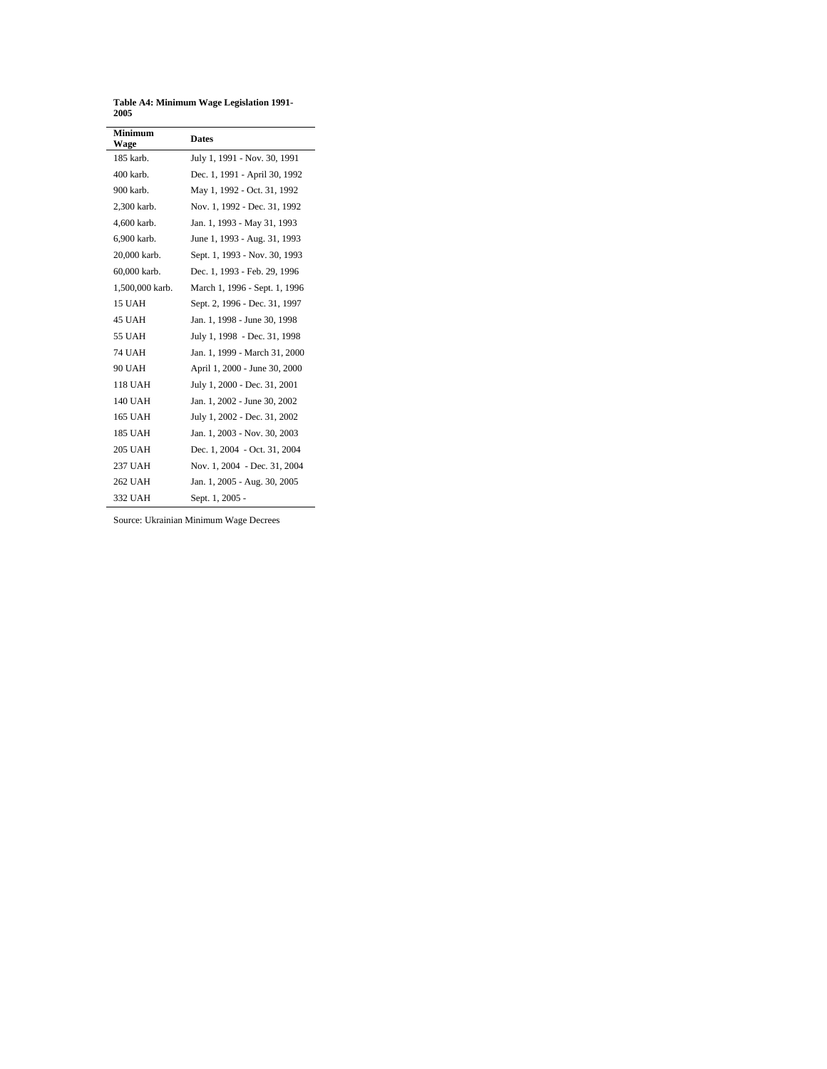**Table A4: Minimum Wage Legislation 1991-2005**

| Minimum Wage | Dates |
|---|---|
| 185 karb. | July 1, 1991 - Nov. 30, 1991 |
| 400 karb. | Dec. 1, 1991 - April 30, 1992 |
| 900 karb. | May 1, 1992 - Oct. 31, 1992 |
| 2,300 karb. | Nov. 1, 1992 - Dec. 31, 1992 |
| 4,600 karb. | Jan. 1, 1993 - May 31, 1993 |
| 6,900 karb. | June 1, 1993 - Aug. 31, 1993 |
| 20,000 karb. | Sept. 1, 1993 - Nov. 30, 1993 |
| 60,000 karb. | Dec. 1, 1993 - Feb. 29, 1996 |
| 1,500,000 karb. | March 1, 1996 - Sept. 1, 1996 |
| 15 UAH | Sept. 2, 1996 - Dec. 31, 1997 |
| 45 UAH | Jan. 1, 1998 - June 30, 1998 |
| 55 UAH | July 1, 1998 - Dec. 31, 1998 |
| 74 UAH | Jan. 1, 1999 - March 31, 2000 |
| 90 UAH | April 1, 2000 - June 30, 2000 |
| 118 UAH | July 1, 2000 - Dec. 31, 2001 |
| 140 UAH | Jan. 1, 2002 - June 30, 2002 |
| 165 UAH | July 1, 2002 - Dec. 31, 2002 |
| 185 UAH | Jan. 1, 2003 - Nov. 30, 2003 |
| 205 UAH | Dec. 1, 2004 - Oct. 31, 2004 |
| 237 UAH | Nov. 1, 2004 - Dec. 31, 2004 |
| 262 UAH | Jan. 1, 2005 - Aug. 30, 2005 |
| 332 UAH | Sept. 1, 2005 - |

Source: Ukrainian Minimum Wage Decrees